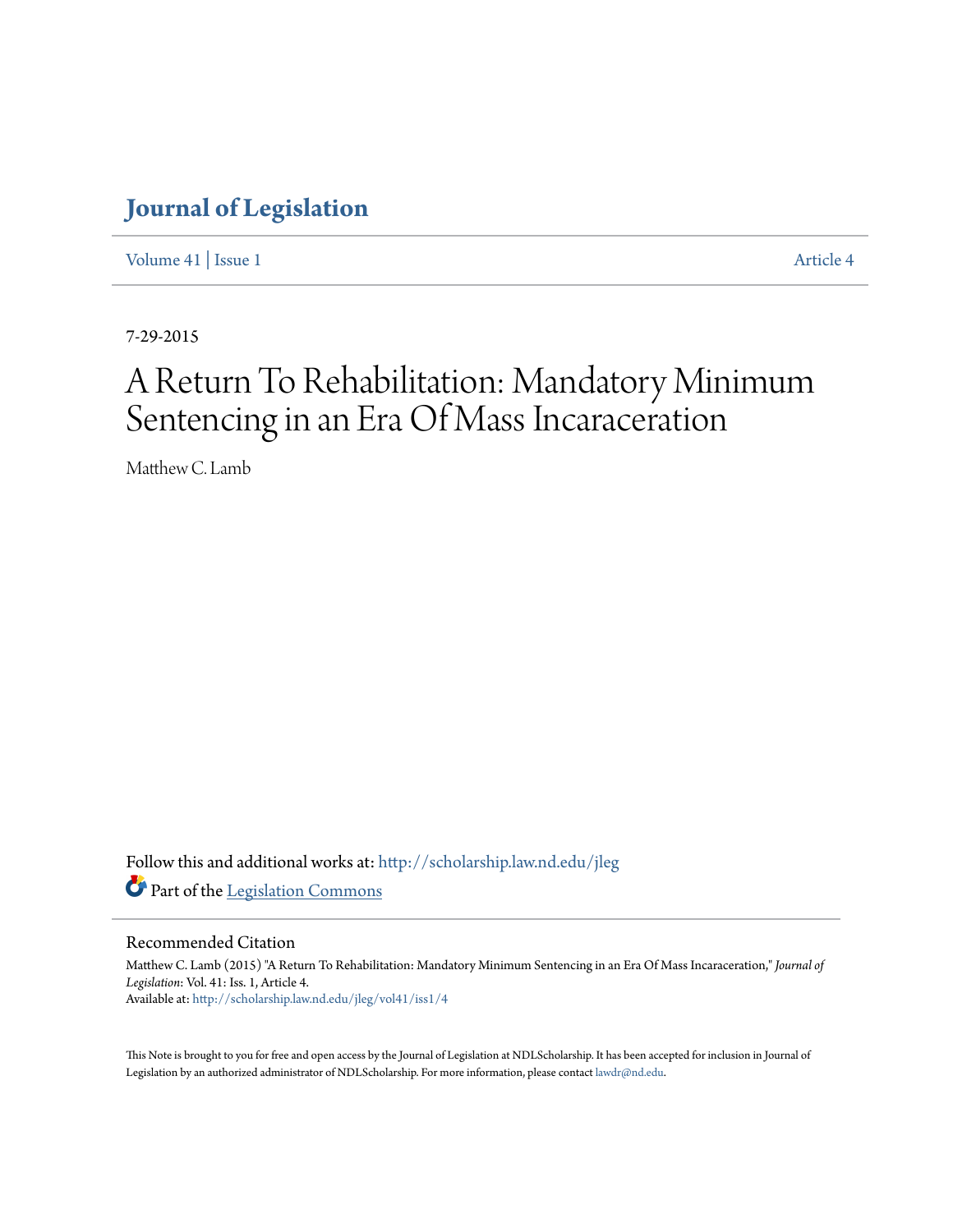# Journal of Legislation

Volume 41 | Issue 1 Article 4

7-29-2015

# A Return To Rehabilitation: Mandatory Minimum Sentencing in an Era Of Mass Incaraceration

Matthew C. Lamb

Follow this and additional works at: http://scholarship.law.nd.edu/jleg

Part of the Legislation Commons

## Recommended Citation

Matthew C. Lamb (2015) "A Return To Rehabilitation: Mandatory Minimum Sentencing in an Era Of Mass Incaraceration," *Journal of Legislation*: Vol. 41: Iss. 1, Article 4.
Available at: http://scholarship.law.nd.edu/jleg/vol41/iss1/4

This Note is brought to you for free and open access by the Journal of Legislation at NDLScholarship. It has been accepted for inclusion in Journal of Legislation by an authorized administrator of NDLScholarship. For more information, please contact lawdr@nd.edu.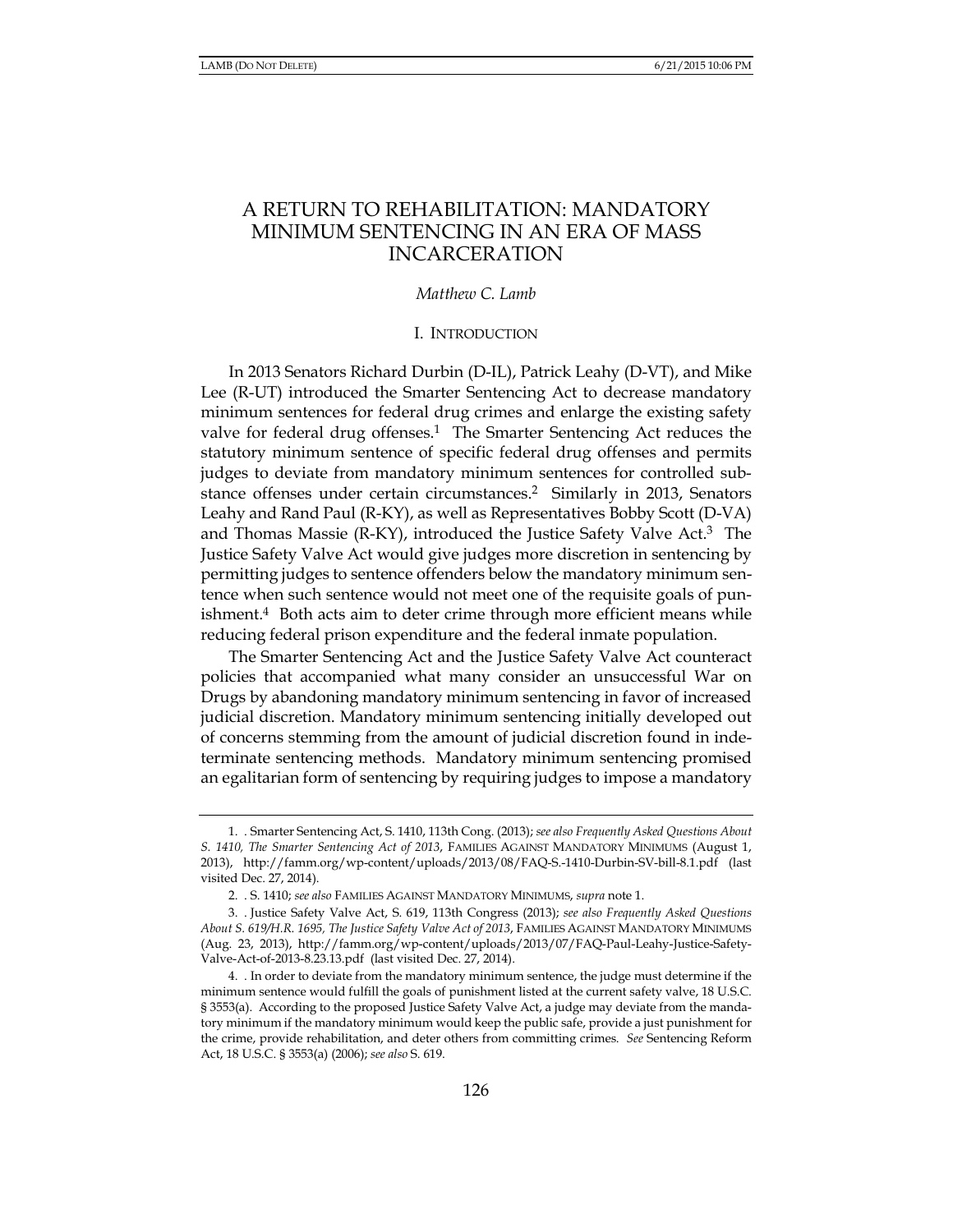# A RETURN TO REHABILITATION: MANDATORY MINIMUM SENTENCING IN AN ERA OF MASS INCARCERATION

*Matthew C. Lamb*

## I. INTRODUCTION

In 2013 Senators Richard Durbin (D-IL), Patrick Leahy (D-VT), and Mike Lee (R-UT) introduced the Smarter Sentencing Act to decrease mandatory minimum sentences for federal drug crimes and enlarge the existing safety valve for federal drug offenses.[1] The Smarter Sentencing Act reduces the statutory minimum sentence of specific federal drug offenses and permits judges to deviate from mandatory minimum sentences for controlled substance offenses under certain circumstances.[2] Similarly in 2013, Senators Leahy and Rand Paul (R-KY), as well as Representatives Bobby Scott (D-VA) and Thomas Massie (R-KY), introduced the Justice Safety Valve Act.[3] The Justice Safety Valve Act would give judges more discretion in sentencing by permitting judges to sentence offenders below the mandatory minimum sentence when such sentence would not meet one of the requisite goals of punishment.[4] Both acts aim to deter crime through more efficient means while reducing federal prison expenditure and the federal inmate population.

The Smarter Sentencing Act and the Justice Safety Valve Act counteract policies that accompanied what many consider an unsuccessful War on Drugs by abandoning mandatory minimum sentencing in favor of increased judicial discretion. Mandatory minimum sentencing initially developed out of concerns stemming from the amount of judicial discretion found in indeterminate sentencing methods. Mandatory minimum sentencing promised an egalitarian form of sentencing by requiring judges to impose a mandatory

---

1. . Smarter Sentencing Act, S. 1410, 113th Cong. (2013); *see also Frequently Asked Questions About S. 1410, The Smarter Sentencing Act of 2013*, FAMILIES AGAINST MANDATORY MINIMUMS (August 1, 2013), http://famm.org/wp-content/uploads/2013/08/FAQ-S.-1410-Durbin-SV-bill-8.1.pdf (last visited Dec. 27, 2014).

2. . S. 1410; *see also* FAMILIES AGAINST MANDATORY MINIMUMS, *supra* note 1.

3. . Justice Safety Valve Act, S. 619, 113th Congress (2013); *see also Frequently Asked Questions About S. 619/H.R. 1695, The Justice Safety Valve Act of 2013*, FAMILIES AGAINST MANDATORY MINIMUMS (Aug. 23, 2013), http://famm.org/wp-content/uploads/2013/07/FAQ-Paul-Leahy-Justice-Safety-Valve-Act-of-2013-8.23.13.pdf (last visited Dec. 27, 2014).

4. . In order to deviate from the mandatory minimum sentence, the judge must determine if the minimum sentence would fulfill the goals of punishment listed at the current safety valve, 18 U.S.C. § 3553(a). According to the proposed Justice Safety Valve Act, a judge may deviate from the mandatory minimum if the mandatory minimum would keep the public safe, provide a just punishment for the crime, provide rehabilitation, and deter others from committing crimes. *See* Sentencing Reform Act, 18 U.S.C. § 3553(a) (2006); *see also* S. 619.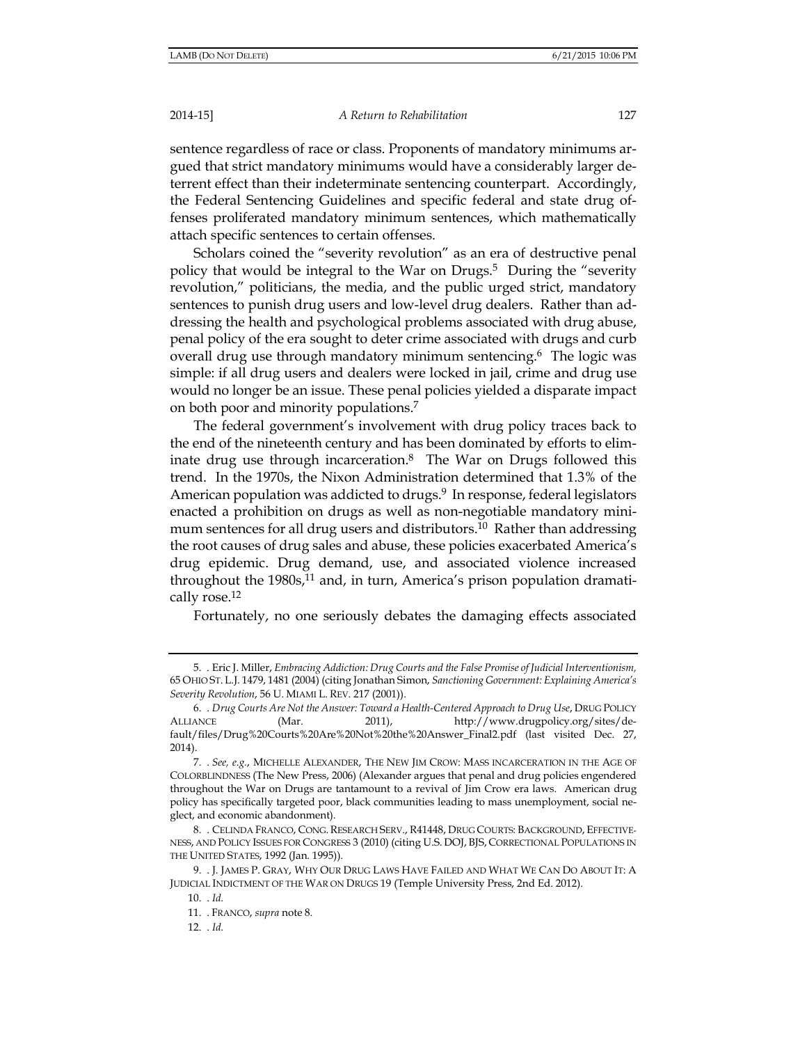sentence regardless of race or class. Proponents of mandatory minimums argued that strict mandatory minimums would have a considerably larger deterrent effect than their indeterminate sentencing counterpart. Accordingly, the Federal Sentencing Guidelines and specific federal and state drug offenses proliferated mandatory minimum sentences, which mathematically attach specific sentences to certain offenses.

Scholars coined the "severity revolution" as an era of destructive penal policy that would be integral to the War on Drugs.[5] During the "severity revolution," politicians, the media, and the public urged strict, mandatory sentences to punish drug users and low-level drug dealers. Rather than addressing the health and psychological problems associated with drug abuse, penal policy of the era sought to deter crime associated with drugs and curb overall drug use through mandatory minimum sentencing.[6] The logic was simple: if all drug users and dealers were locked in jail, crime and drug use would no longer be an issue. These penal policies yielded a disparate impact on both poor and minority populations.[7]

The federal government's involvement with drug policy traces back to the end of the nineteenth century and has been dominated by efforts to eliminate drug use through incarceration.[8] The War on Drugs followed this trend. In the 1970s, the Nixon Administration determined that 1.3% of the American population was addicted to drugs.[9] In response, federal legislators enacted a prohibition on drugs as well as non-negotiable mandatory minimum sentences for all drug users and distributors.[10] Rather than addressing the root causes of drug sales and abuse, these policies exacerbated America's drug epidemic. Drug demand, use, and associated violence increased throughout the 1980s,[11] and, in turn, America's prison population dramatically rose.[12]

Fortunately, no one seriously debates the damaging effects associated

---

5. . Eric J. Miller, *Embracing Addiction: Drug Courts and the False Promise of Judicial Interventionism,* 65 OHIO ST. L.J. 1479, 1481 (2004) (citing Jonathan Simon, *Sanctioning Government: Explaining America's Severity Revolution*, 56 U. MIAMI L. REV. 217 (2001)).

6. . *Drug Courts Are Not the Answer: Toward a Health-Centered Approach to Drug Use*, DRUG POLICY ALLIANCE (Mar. 2011), http://www.drugpolicy.org/sites/default/files/Drug%20Courts%20Are%20Not%20the%20Answer_Final2.pdf (last visited Dec. 27, 2014).

7. . *See, e.g.*, MICHELLE ALEXANDER, THE NEW JIM CROW: MASS INCARCERATION IN THE AGE OF COLORBLINDNESS (The New Press, 2006) (Alexander argues that penal and drug policies engendered throughout the War on Drugs are tantamount to a revival of Jim Crow era laws. American drug policy has specifically targeted poor, black communities leading to mass unemployment, social neglect, and economic abandonment).

8. . CELINDA FRANCO, CONG. RESEARCH SERV., R41448, DRUG COURTS: BACKGROUND, EFFECTIVENESS, AND POLICY ISSUES FOR CONGRESS 3 (2010) (citing U.S. DOJ, BJS, CORRECTIONAL POPULATIONS IN THE UNITED STATES, 1992 (Jan. 1995)).

9. . J. JAMES P. GRAY, WHY OUR DRUG LAWS HAVE FAILED AND WHAT WE CAN DO ABOUT IT: A JUDICIAL INDICTMENT OF THE WAR ON DRUGS 19 (Temple University Press, 2nd Ed. 2012).

10. . *Id.*

11. . FRANCO, *supra* note 8.

12. . *Id.*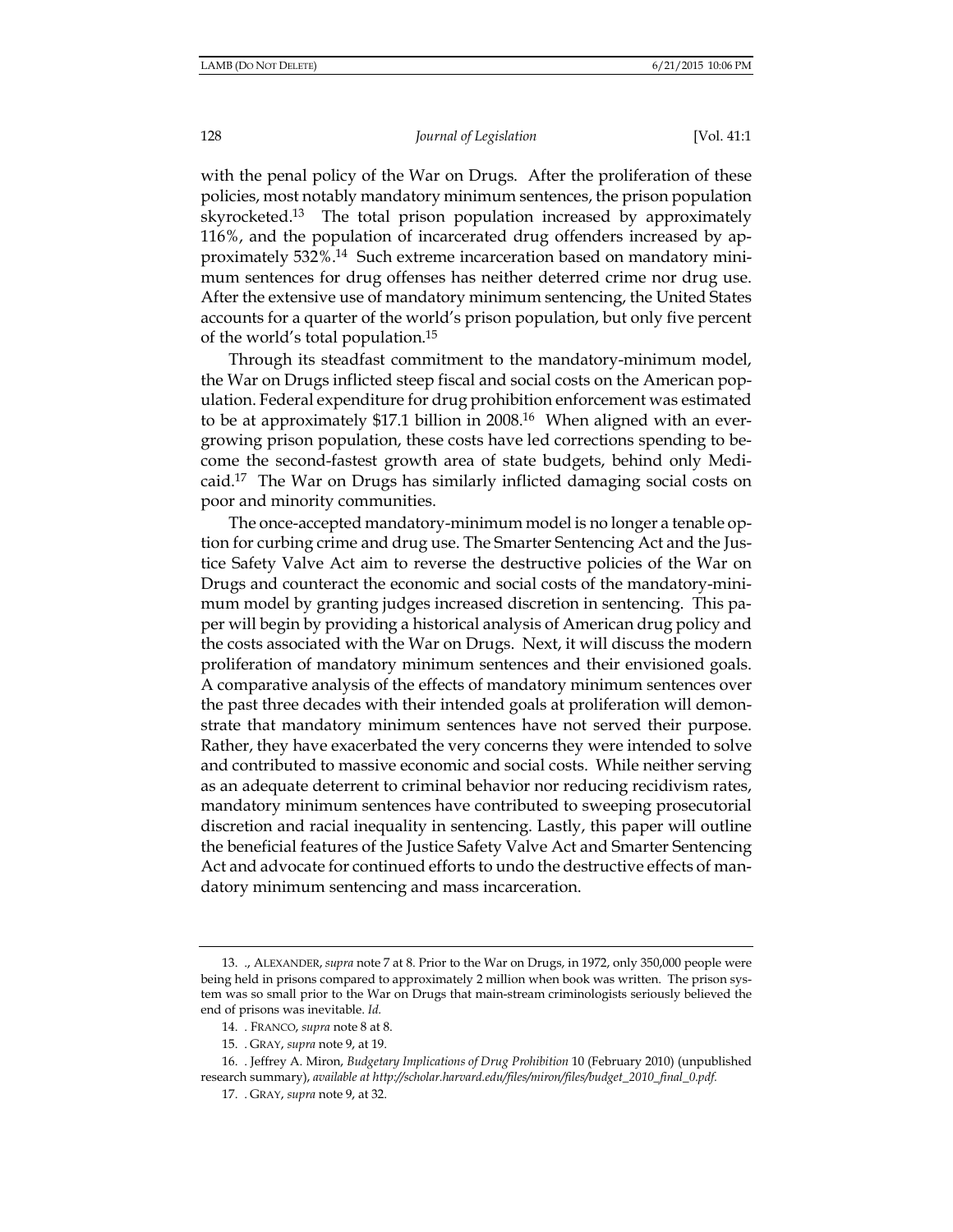with the penal policy of the War on Drugs. After the proliferation of these policies, most notably mandatory minimum sentences, the prison population skyrocketed.[13] The total prison population increased by approximately 116%, and the population of incarcerated drug offenders increased by approximately 532%.[14] Such extreme incarceration based on mandatory minimum sentences for drug offenses has neither deterred crime nor drug use. After the extensive use of mandatory minimum sentencing, the United States accounts for a quarter of the world's prison population, but only five percent of the world's total population.[15]

Through its steadfast commitment to the mandatory-minimum model, the War on Drugs inflicted steep fiscal and social costs on the American population. Federal expenditure for drug prohibition enforcement was estimated to be at approximately $17.1 billion in 2008.[16] When aligned with an ever-growing prison population, these costs have led corrections spending to become the second-fastest growth area of state budgets, behind only Medicaid.[17] The War on Drugs has similarly inflicted damaging social costs on poor and minority communities.

The once-accepted mandatory-minimum model is no longer a tenable option for curbing crime and drug use. The Smarter Sentencing Act and the Justice Safety Valve Act aim to reverse the destructive policies of the War on Drugs and counteract the economic and social costs of the mandatory-minimum model by granting judges increased discretion in sentencing. This paper will begin by providing a historical analysis of American drug policy and the costs associated with the War on Drugs. Next, it will discuss the modern proliferation of mandatory minimum sentences and their envisioned goals. A comparative analysis of the effects of mandatory minimum sentences over the past three decades with their intended goals at proliferation will demonstrate that mandatory minimum sentences have not served their purpose. Rather, they have exacerbated the very concerns they were intended to solve and contributed to massive economic and social costs. While neither serving as an adequate deterrent to criminal behavior nor reducing recidivism rates, mandatory minimum sentences have contributed to sweeping prosecutorial discretion and racial inequality in sentencing. Lastly, this paper will outline the beneficial features of the Justice Safety Valve Act and Smarter Sentencing Act and advocate for continued efforts to undo the destructive effects of mandatory minimum sentencing and mass incarceration.

---

13. ., ALEXANDER, *supra* note 7 at 8. Prior to the War on Drugs, in 1972, only 350,000 people were being held in prisons compared to approximately 2 million when book was written. The prison system was so small prior to the War on Drugs that main-stream criminologists seriously believed the end of prisons was inevitable. *Id.*

14. . FRANCO, *supra* note 8 at 8.

15. . GRAY, *supra* note 9, at 19.

16. . Jeffrey A. Miron, *Budgetary Implications of Drug Prohibition* 10 (February 2010) (unpublished research summary), *available at http://scholar.harvard.edu/files/miron/files/budget_2010_final_0.pdf.*

17. . GRAY, *supra* note 9, at 32.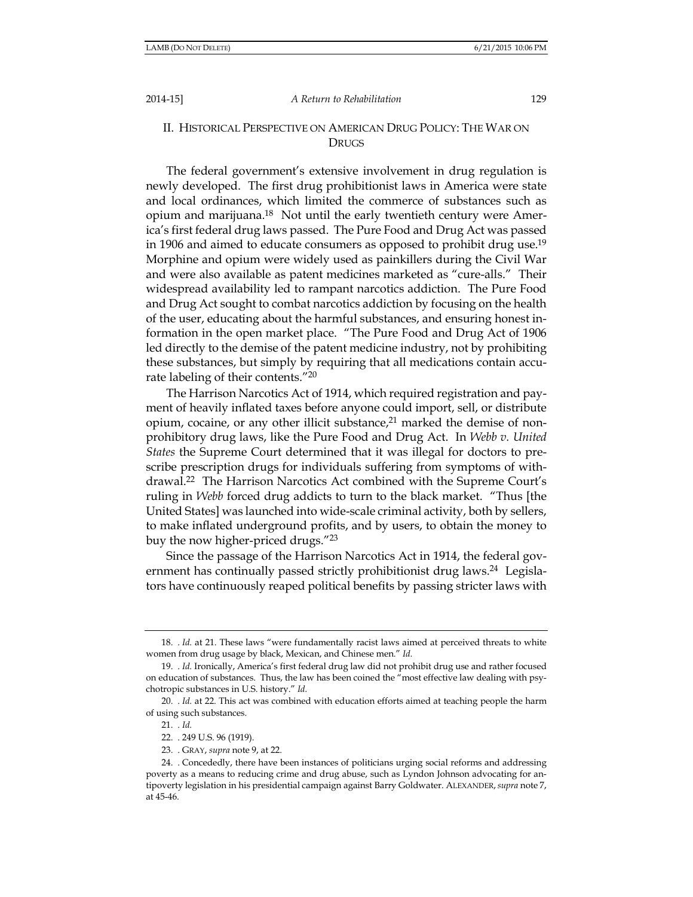## II. Historical Perspective on American Drug Policy: The War on Drugs

The federal government's extensive involvement in drug regulation is newly developed. The first drug prohibitionist laws in America were state and local ordinances, which limited the commerce of substances such as opium and marijuana.[18] Not until the early twentieth century were America's first federal drug laws passed. The Pure Food and Drug Act was passed in 1906 and aimed to educate consumers as opposed to prohibit drug use.[19] Morphine and opium were widely used as painkillers during the Civil War and were also available as patent medicines marketed as "cure-alls." Their widespread availability led to rampant narcotics addiction. The Pure Food and Drug Act sought to combat narcotics addiction by focusing on the health of the user, educating about the harmful substances, and ensuring honest information in the open market place. "The Pure Food and Drug Act of 1906 led directly to the demise of the patent medicine industry, not by prohibiting these substances, but simply by requiring that all medications contain accurate labeling of their contents."[20]

The Harrison Narcotics Act of 1914, which required registration and payment of heavily inflated taxes before anyone could import, sell, or distribute opium, cocaine, or any other illicit substance,[21] marked the demise of non-prohibitory drug laws, like the Pure Food and Drug Act. In *Webb v. United States* the Supreme Court determined that it was illegal for doctors to prescribe prescription drugs for individuals suffering from symptoms of withdrawal.[22] The Harrison Narcotics Act combined with the Supreme Court's ruling in *Webb* forced drug addicts to turn to the black market. "Thus [the United States] was launched into wide-scale criminal activity, both by sellers, to make inflated underground profits, and by users, to obtain the money to buy the now higher-priced drugs."[23]

Since the passage of the Harrison Narcotics Act in 1914, the federal government has continually passed strictly prohibitionist drug laws.[24] Legislators have continuously reaped political benefits by passing stricter laws with

---

18. . *Id.* at 21. These laws "were fundamentally racist laws aimed at perceived threats to white women from drug usage by black, Mexican, and Chinese men." *Id.*

19. . *Id.* Ironically, America's first federal drug law did not prohibit drug use and rather focused on education of substances. Thus, the law has been coined the "most effective law dealing with psychotropic substances in U.S. history." *Id.*

20. . *Id.* at 22. This act was combined with education efforts aimed at teaching people the harm of using such substances.

21. . *Id.*

22. . 249 U.S. 96 (1919).

23. . GRAY, *supra* note 9, at 22.

24. . Concededly, there have been instances of politicians urging social reforms and addressing poverty as a means to reducing crime and drug abuse, such as Lyndon Johnson advocating for antipoverty legislation in his presidential campaign against Barry Goldwater. ALEXANDER, *supra* note 7, at 45-46.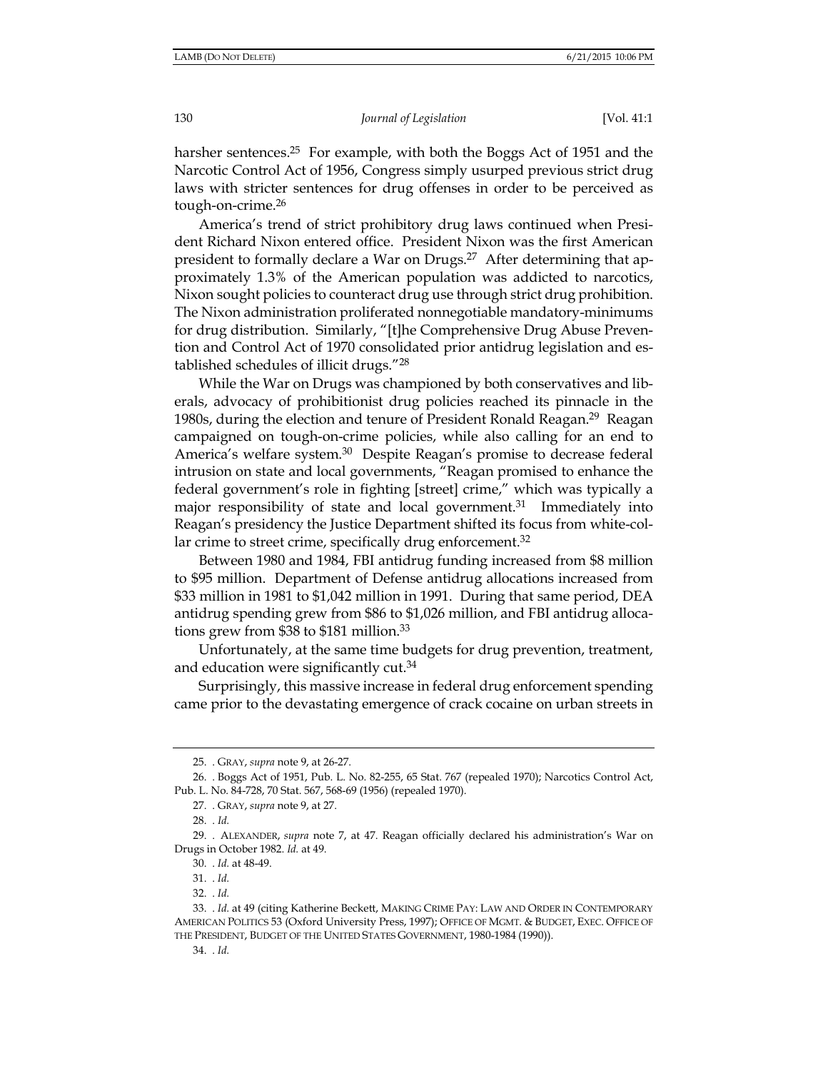harsher sentences.[25] For example, with both the Boggs Act of 1951 and the Narcotic Control Act of 1956, Congress simply usurped previous strict drug laws with stricter sentences for drug offenses in order to be perceived as tough-on-crime.[26]

America's trend of strict prohibitory drug laws continued when President Richard Nixon entered office. President Nixon was the first American president to formally declare a War on Drugs.[27] After determining that approximately 1.3% of the American population was addicted to narcotics, Nixon sought policies to counteract drug use through strict drug prohibition. The Nixon administration proliferated nonnegotiable mandatory-minimums for drug distribution. Similarly, "[t]he Comprehensive Drug Abuse Prevention and Control Act of 1970 consolidated prior antidrug legislation and established schedules of illicit drugs."[28]

While the War on Drugs was championed by both conservatives and liberals, advocacy of prohibitionist drug policies reached its pinnacle in the 1980s, during the election and tenure of President Ronald Reagan.[29] Reagan campaigned on tough-on-crime policies, while also calling for an end to America's welfare system.[30] Despite Reagan's promise to decrease federal intrusion on state and local governments, "Reagan promised to enhance the federal government's role in fighting [street] crime," which was typically a major responsibility of state and local government.[31] Immediately into Reagan's presidency the Justice Department shifted its focus from white-collar crime to street crime, specifically drug enforcement.[32]

Between 1980 and 1984, FBI antidrug funding increased from $8 million to $95 million. Department of Defense antidrug allocations increased from $33 million in 1981 to $1,042 million in 1991. During that same period, DEA antidrug spending grew from $86 to $1,026 million, and FBI antidrug allocations grew from $38 to $181 million.[33]

Unfortunately, at the same time budgets for drug prevention, treatment, and education were significantly cut.[34]

Surprisingly, this massive increase in federal drug enforcement spending came prior to the devastating emergence of crack cocaine on urban streets in

---

25. . GRAY, *supra* note 9, at 26-27.

26. . Boggs Act of 1951, Pub. L. No. 82-255, 65 Stat. 767 (repealed 1970); Narcotics Control Act, Pub. L. No. 84-728, 70 Stat. 567, 568-69 (1956) (repealed 1970).

27. . GRAY, *supra* note 9, at 27.

28. . *Id.*

29. . ALEXANDER, *supra* note 7, at 47. Reagan officially declared his administration's War on Drugs in October 1982. *Id.* at 49.

30. . *Id.* at 48-49.

31. . *Id.*

32. . *Id.*

33. . *Id.* at 49 (citing Katherine Beckett, MAKING CRIME PAY: LAW AND ORDER IN CONTEMPORARY AMERICAN POLITICS 53 (Oxford University Press, 1997); OFFICE OF MGMT. & BUDGET, EXEC. OFFICE OF THE PRESIDENT, BUDGET OF THE UNITED STATES GOVERNMENT, 1980-1984 (1990)).

34. . *Id.*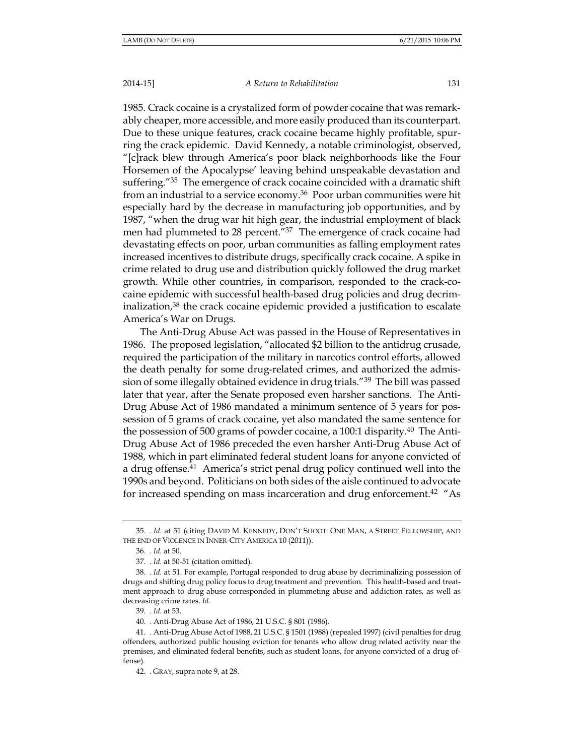1985. Crack cocaine is a crystalized form of powder cocaine that was remarkably cheaper, more accessible, and more easily produced than its counterpart. Due to these unique features, crack cocaine became highly profitable, spurring the crack epidemic. David Kennedy, a notable criminologist, observed, "[c]rack blew through America's poor black neighborhoods like the Four Horsemen of the Apocalypse' leaving behind unspeakable devastation and suffering."[35] The emergence of crack cocaine coincided with a dramatic shift from an industrial to a service economy.[36] Poor urban communities were hit especially hard by the decrease in manufacturing job opportunities, and by 1987, "when the drug war hit high gear, the industrial employment of black men had plummeted to 28 percent."[37] The emergence of crack cocaine had devastating effects on poor, urban communities as falling employment rates increased incentives to distribute drugs, specifically crack cocaine. A spike in crime related to drug use and distribution quickly followed the drug market growth. While other countries, in comparison, responded to the crack-cocaine epidemic with successful health-based drug policies and drug decriminalization,[38] the crack cocaine epidemic provided a justification to escalate America's War on Drugs.

The Anti-Drug Abuse Act was passed in the House of Representatives in 1986. The proposed legislation, "allocated $2 billion to the antidrug crusade, required the participation of the military in narcotics control efforts, allowed the death penalty for some drug-related crimes, and authorized the admission of some illegally obtained evidence in drug trials."[39] The bill was passed later that year, after the Senate proposed even harsher sanctions. The Anti-Drug Abuse Act of 1986 mandated a minimum sentence of 5 years for possession of 5 grams of crack cocaine, yet also mandated the same sentence for the possession of 500 grams of powder cocaine, a 100:1 disparity.[40] The Anti-Drug Abuse Act of 1986 preceded the even harsher Anti-Drug Abuse Act of 1988, which in part eliminated federal student loans for anyone convicted of a drug offense.[41] America's strict penal drug policy continued well into the 1990s and beyond. Politicians on both sides of the aisle continued to advocate for increased spending on mass incarceration and drug enforcement.[42] "As

---

35. . *Id.* at 51 (citing DAVID M. KENNEDY, DON'T SHOOT: ONE MAN, A STREET FELLOWSHIP, AND THE END OF VIOLENCE IN INNER-CITY AMERICA 10 (2011)).

36. . *Id.* at 50.

37. . *Id.* at 50-51 (citation omitted).

38. . *Id.* at 51. For example, Portugal responded to drug abuse by decriminalizing possession of drugs and shifting drug policy focus to drug treatment and prevention. This health-based and treatment approach to drug abuse corresponded in plummeting abuse and addiction rates, as well as decreasing crime rates. *Id.*

39. . *Id.* at 53.

40. . Anti-Drug Abuse Act of 1986, 21 U.S.C. § 801 (1986).

41. . Anti-Drug Abuse Act of 1988, 21 U.S.C. § 1501 (1988) (repealed 1997) (civil penalties for drug offenders, authorized public housing eviction for tenants who allow drug related activity near the premises, and eliminated federal benefits, such as student loans, for anyone convicted of a drug offense).

42. . GRAY, supra note 9, at 28.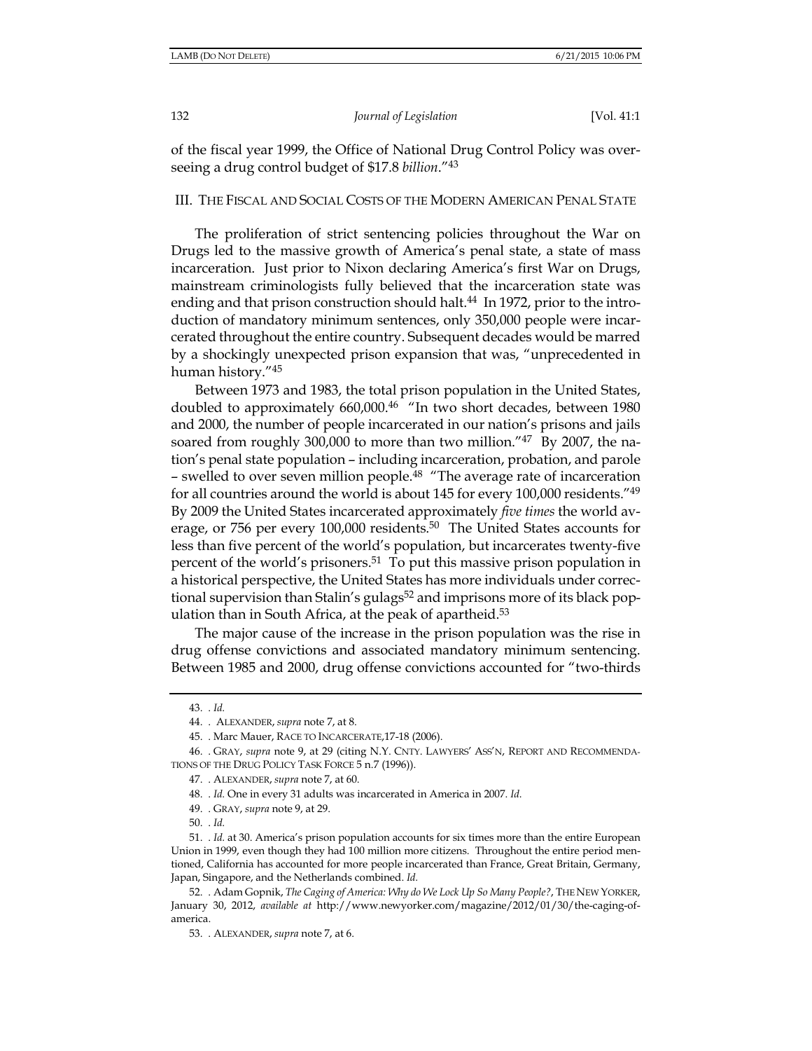of the fiscal year 1999, the Office of National Drug Control Policy was overseeing a drug control budget of $17.8 *billion*."[43]

## III. THE FISCAL AND SOCIAL COSTS OF THE MODERN AMERICAN PENAL STATE

The proliferation of strict sentencing policies throughout the War on Drugs led to the massive growth of America's penal state, a state of mass incarceration. Just prior to Nixon declaring America's first War on Drugs, mainstream criminologists fully believed that the incarceration state was ending and that prison construction should halt.[44] In 1972, prior to the introduction of mandatory minimum sentences, only 350,000 people were incarcerated throughout the entire country. Subsequent decades would be marred by a shockingly unexpected prison expansion that was, "unprecedented in human history."[45]

Between 1973 and 1983, the total prison population in the United States, doubled to approximately 660,000.[46] "In two short decades, between 1980 and 2000, the number of people incarcerated in our nation's prisons and jails soared from roughly 300,000 to more than two million."[47] By 2007, the nation's penal state population – including incarceration, probation, and parole – swelled to over seven million people.[48] "The average rate of incarceration for all countries around the world is about 145 for every 100,000 residents."[49] By 2009 the United States incarcerated approximately *five times* the world average, or 756 per every 100,000 residents.[50] The United States accounts for less than five percent of the world's population, but incarcerates twenty-five percent of the world's prisoners.[51] To put this massive prison population in a historical perspective, the United States has more individuals under correctional supervision than Stalin's gulags[52] and imprisons more of its black population than in South Africa, at the peak of apartheid.[53]

The major cause of the increase in the prison population was the rise in drug offense convictions and associated mandatory minimum sentencing. Between 1985 and 2000, drug offense convictions accounted for "two-thirds

---

43. . *Id.*

44. . ALEXANDER, *supra* note 7, at 8.

45. . Marc Mauer, RACE TO INCARCERATE,17-18 (2006).

46. . GRAY, *supra* note 9, at 29 (citing N.Y. CNTY. LAWYERS' ASS'N, REPORT AND RECOMMENDATIONS OF THE DRUG POLICY TASK FORCE 5 n.7 (1996)).

47. . ALEXANDER, *supra* note 7, at 60.

48. . *Id.* One in every 31 adults was incarcerated in America in 2007. *Id.*

49. . GRAY, *supra* note 9, at 29.

50. . *Id.*

51. . *Id.* at 30. America's prison population accounts for six times more than the entire European Union in 1999, even though they had 100 million more citizens. Throughout the entire period mentioned, California has accounted for more people incarcerated than France, Great Britain, Germany, Japan, Singapore, and the Netherlands combined. *Id.*

52. . Adam Gopnik, *The Caging of America: Why do We Lock Up So Many People?*, THE NEW YORKER, January 30, 2012, *available at* http://www.newyorker.com/magazine/2012/01/30/the-caging-of-america.

53. . ALEXANDER, *supra* note 7, at 6.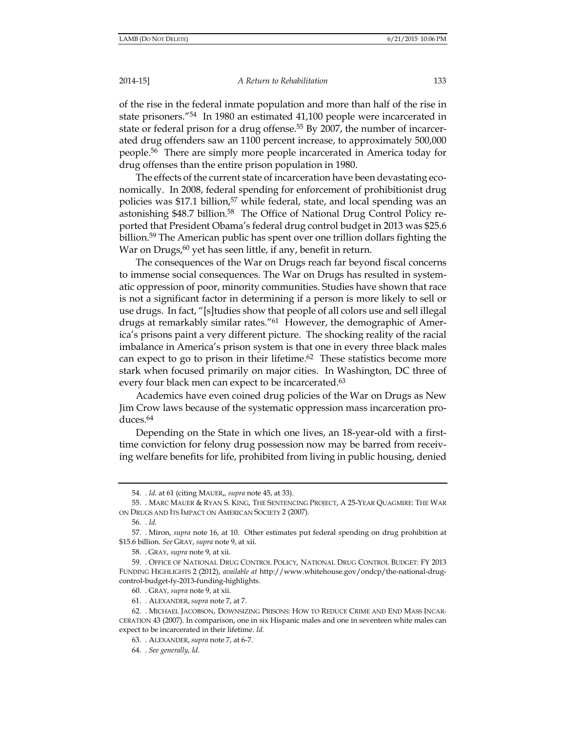of the rise in the federal inmate population and more than half of the rise in state prisoners."[54] In 1980 an estimated 41,100 people were incarcerated in state or federal prison for a drug offense.[55] By 2007, the number of incarcerated drug offenders saw an 1100 percent increase, to approximately 500,000 people.[56] There are simply more people incarcerated in America today for drug offenses than the entire prison population in 1980.

The effects of the current state of incarceration have been devastating economically. In 2008, federal spending for enforcement of prohibitionist drug policies was $17.1 billion,[57] while federal, state, and local spending was an astonishing $48.7 billion.[58] The Office of National Drug Control Policy reported that President Obama's federal drug control budget in 2013 was $25.6 billion.[59] The American public has spent over one trillion dollars fighting the War on Drugs,[60] yet has seen little, if any, benefit in return.

The consequences of the War on Drugs reach far beyond fiscal concerns to immense social consequences. The War on Drugs has resulted in systematic oppression of poor, minority communities. Studies have shown that race is not a significant factor in determining if a person is more likely to sell or use drugs. In fact, "[s]tudies show that people of all colors use and sell illegal drugs at remarkably similar rates."[61] However, the demographic of America's prisons paint a very different picture. The shocking reality of the racial imbalance in America's prison system is that one in every three black males can expect to go to prison in their lifetime.[62] These statistics become more stark when focused primarily on major cities. In Washington, DC three of every four black men can expect to be incarcerated.[63]

Academics have even coined drug policies of the War on Drugs as New Jim Crow laws because of the systematic oppression mass incarceration produces.[64]

Depending on the State in which one lives, an 18-year-old with a first-time conviction for felony drug possession now may be barred from receiving welfare benefits for life, prohibited from living in public housing, denied

---

54. . *Id.* at 61 (citing MAUER,, *supra* note 45, at 33).

55. . MARC MAUER & RYAN S. KING, THE SENTENCING PROJECT, A 25-YEAR QUAGMIRE: THE WAR ON DRUGS AND ITS IMPACT ON AMERICAN SOCIETY 2 (2007).

56. . *Id.*

57. . Miron, *supra* note 16, at 10. Other estimates put federal spending on drug prohibition at $15.6 billion. *See* GRAY, *supra* note 9, at xii.

58. . GRAY, *supra* note 9, at xii.

59. . OFFICE OF NATIONAL DRUG CONTROL POLICY, NATIONAL DRUG CONTROL BUDGET: FY 2013 FUNDING HIGHLIGHTS 2 (2012), *available at* http://www.whitehouse.gov/ondcp/the-national-drug-control-budget-fy-2013-funding-highlights.

60. . GRAY, *supra* note 9, at xii.

61. . ALEXANDER, *supra* note 7, at 7.

62. . MICHAEL JACOBSON, DOWNSIZING PRISONS: HOW TO REDUCE CRIME AND END MASS INCARCERATION 43 (2007). In comparison, one in six Hispanic males and one in seventeen white males can expect to be incarcerated in their lifetime. *Id.*

63. . ALEXANDER, *supra* note 7, at 6-7.

64. . *See generally*, *Id.*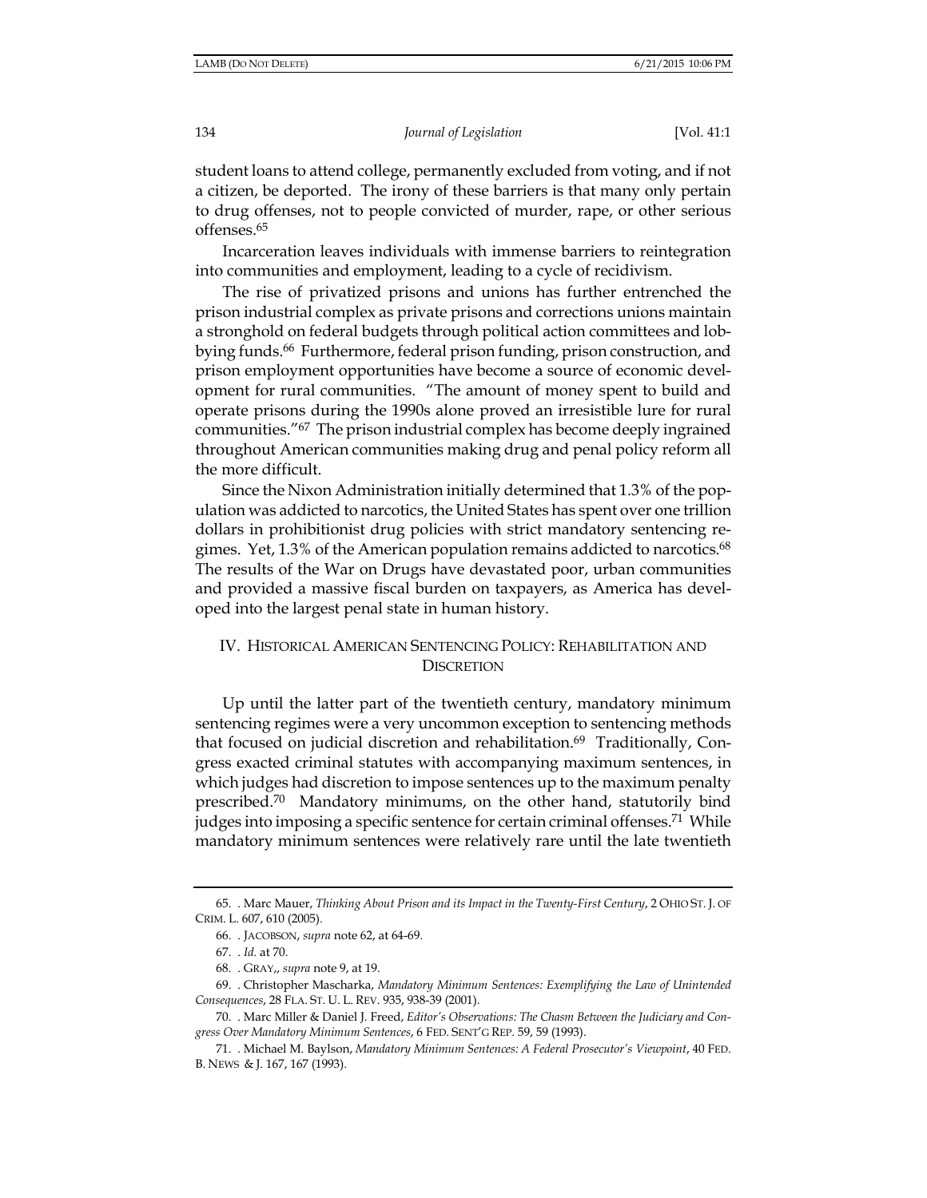student loans to attend college, permanently excluded from voting, and if not a citizen, be deported. The irony of these barriers is that many only pertain to drug offenses, not to people convicted of murder, rape, or other serious offenses.[65]

Incarceration leaves individuals with immense barriers to reintegration into communities and employment, leading to a cycle of recidivism.

The rise of privatized prisons and unions has further entrenched the prison industrial complex as private prisons and corrections unions maintain a stronghold on federal budgets through political action committees and lobbying funds.[66] Furthermore, federal prison funding, prison construction, and prison employment opportunities have become a source of economic development for rural communities. "The amount of money spent to build and operate prisons during the 1990s alone proved an irresistible lure for rural communities."[67] The prison industrial complex has become deeply ingrained throughout American communities making drug and penal policy reform all the more difficult.

Since the Nixon Administration initially determined that 1.3% of the population was addicted to narcotics, the United States has spent over one trillion dollars in prohibitionist drug policies with strict mandatory sentencing regimes. Yet, 1.3% of the American population remains addicted to narcotics.[68] The results of the War on Drugs have devastated poor, urban communities and provided a massive fiscal burden on taxpayers, as America has developed into the largest penal state in human history.

## IV. HISTORICAL AMERICAN SENTENCING POLICY: REHABILITATION AND DISCRETION

Up until the latter part of the twentieth century, mandatory minimum sentencing regimes were a very uncommon exception to sentencing methods that focused on judicial discretion and rehabilitation.[69] Traditionally, Congress exacted criminal statutes with accompanying maximum sentences, in which judges had discretion to impose sentences up to the maximum penalty prescribed.[70] Mandatory minimums, on the other hand, statutorily bind judges into imposing a specific sentence for certain criminal offenses.[71] While mandatory minimum sentences were relatively rare until the late twentieth

---

65. . Marc Mauer, *Thinking About Prison and its Impact in the Twenty-First Century*, 2 OHIO ST. J. OF CRIM. L. 607, 610 (2005).

66. . JACOBSON, *supra* note 62, at 64-69.

67. . *Id.* at 70.

68. . GRAY,, *supra* note 9, at 19.

69. . Christopher Mascharka, *Mandatory Minimum Sentences: Exemplifying the Law of Unintended Consequences*, 28 FLA. ST. U. L. REV. 935, 938-39 (2001).

70. . Marc Miller & Daniel J. Freed, *Editor's Observations: The Chasm Between the Judiciary and Congress Over Mandatory Minimum Sentences*, 6 FED. SENT'G REP. 59, 59 (1993).

71. . Michael M. Baylson, *Mandatory Minimum Sentences: A Federal Prosecutor's Viewpoint*, 40 FED. B. NEWS & J. 167, 167 (1993).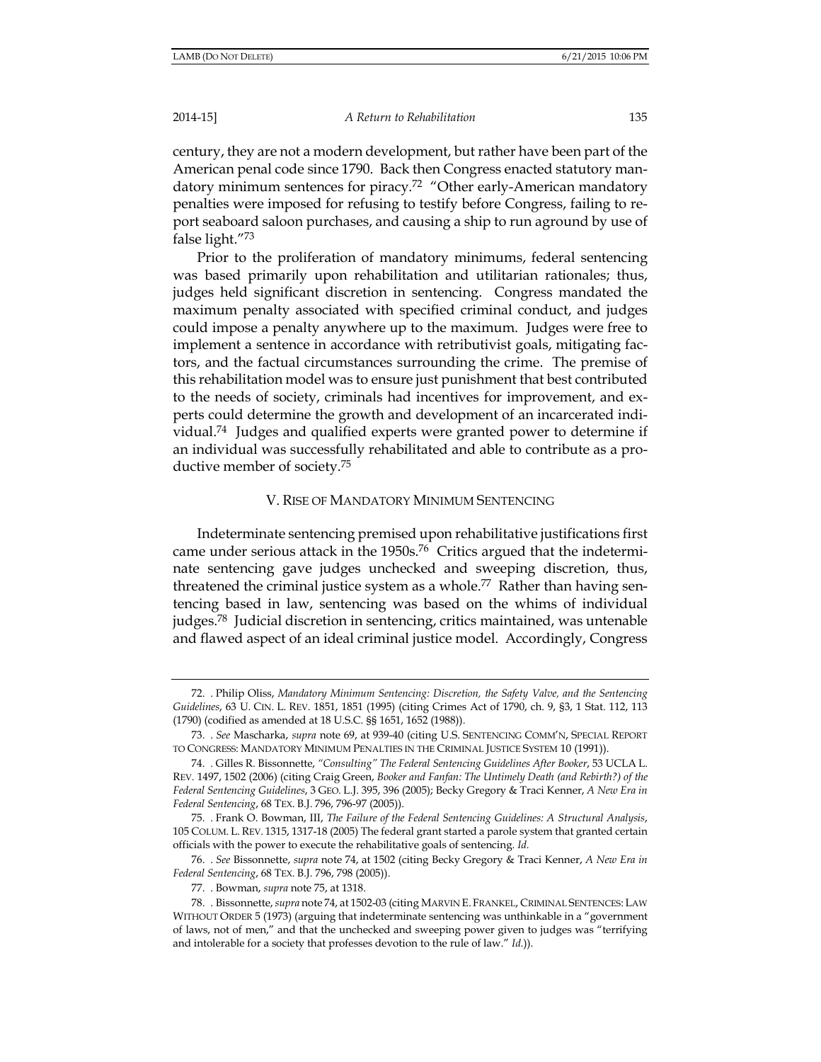century, they are not a modern development, but rather have been part of the American penal code since 1790. Back then Congress enacted statutory mandatory minimum sentences for piracy.[72] "Other early-American mandatory penalties were imposed for refusing to testify before Congress, failing to report seaboard saloon purchases, and causing a ship to run aground by use of false light."[73]

Prior to the proliferation of mandatory minimums, federal sentencing was based primarily upon rehabilitation and utilitarian rationales; thus, judges held significant discretion in sentencing. Congress mandated the maximum penalty associated with specified criminal conduct, and judges could impose a penalty anywhere up to the maximum. Judges were free to implement a sentence in accordance with retributivist goals, mitigating factors, and the factual circumstances surrounding the crime. The premise of this rehabilitation model was to ensure just punishment that best contributed to the needs of society, criminals had incentives for improvement, and experts could determine the growth and development of an incarcerated individual.[74] Judges and qualified experts were granted power to determine if an individual was successfully rehabilitated and able to contribute as a productive member of society.[75]

## V. RISE OF MANDATORY MINIMUM SENTENCING

Indeterminate sentencing premised upon rehabilitative justifications first came under serious attack in the 1950s.[76] Critics argued that the indeterminate sentencing gave judges unchecked and sweeping discretion, thus, threatened the criminal justice system as a whole.[77] Rather than having sentencing based in law, sentencing was based on the whims of individual judges.[78] Judicial discretion in sentencing, critics maintained, was untenable and flawed aspect of an ideal criminal justice model. Accordingly, Congress

---

72. . Philip Oliss, *Mandatory Minimum Sentencing: Discretion, the Safety Valve, and the Sentencing Guidelines*, 63 U. CIN. L. REV. 1851, 1851 (1995) (citing Crimes Act of 1790, ch. 9, §3, 1 Stat. 112, 113 (1790) (codified as amended at 18 U.S.C. §§ 1651, 1652 (1988)).

73. . *See* Mascharka, *supra* note 69, at 939-40 (citing U.S. SENTENCING COMM'N, SPECIAL REPORT TO CONGRESS: MANDATORY MINIMUM PENALTIES IN THE CRIMINAL JUSTICE SYSTEM 10 (1991)).

74. . Gilles R. Bissonnette, *"Consulting" The Federal Sentencing Guidelines After Booker*, 53 UCLA L. REV. 1497, 1502 (2006) (citing Craig Green, *Booker and Fanfan: The Untimely Death (and Rebirth?) of the Federal Sentencing Guidelines*, 3 GEO. L.J. 395, 396 (2005); Becky Gregory & Traci Kenner, *A New Era in Federal Sentencing*, 68 TEX. B.J. 796, 796-97 (2005)).

75. . Frank O. Bowman, III, *The Failure of the Federal Sentencing Guidelines: A Structural Analysis*, 105 COLUM. L. REV. 1315, 1317-18 (2005) The federal grant started a parole system that granted certain officials with the power to execute the rehabilitative goals of sentencing. *Id.*

76. . *See* Bissonnette, *supra* note 74, at 1502 (citing Becky Gregory & Traci Kenner, *A New Era in Federal Sentencing*, 68 TEX. B.J. 796, 798 (2005)).

77. . Bowman, *supra* note 75, at 1318.

78. . Bissonnette, *supra* note 74, at 1502-03 (citing MARVIN E. FRANKEL, CRIMINAL SENTENCES: LAW WITHOUT ORDER 5 (1973) (arguing that indeterminate sentencing was unthinkable in a "government of laws, not of men," and that the unchecked and sweeping power given to judges was "terrifying and intolerable for a society that professes devotion to the rule of law." *Id.*)).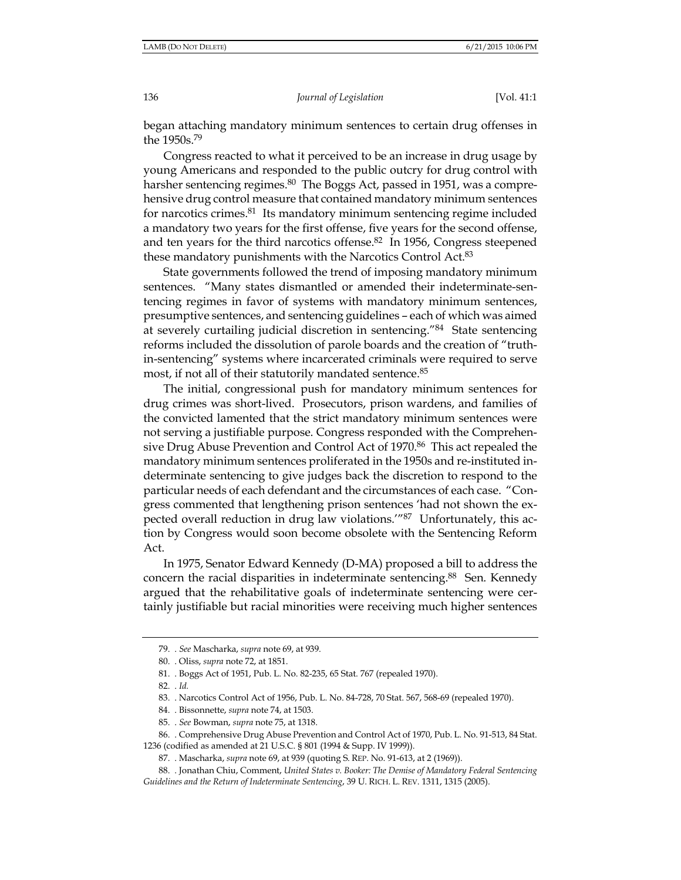began attaching mandatory minimum sentences to certain drug offenses in the 1950s.[79]

Congress reacted to what it perceived to be an increase in drug usage by young Americans and responded to the public outcry for drug control with harsher sentencing regimes.[80] The Boggs Act, passed in 1951, was a comprehensive drug control measure that contained mandatory minimum sentences for narcotics crimes.[81] Its mandatory minimum sentencing regime included a mandatory two years for the first offense, five years for the second offense, and ten years for the third narcotics offense.[82] In 1956, Congress steepened these mandatory punishments with the Narcotics Control Act.[83]

State governments followed the trend of imposing mandatory minimum sentences. "Many states dismantled or amended their indeterminate-sentencing regimes in favor of systems with mandatory minimum sentences, presumptive sentences, and sentencing guidelines – each of which was aimed at severely curtailing judicial discretion in sentencing."[84] State sentencing reforms included the dissolution of parole boards and the creation of "truth-in-sentencing" systems where incarcerated criminals were required to serve most, if not all of their statutorily mandated sentence.[85]

The initial, congressional push for mandatory minimum sentences for drug crimes was short-lived. Prosecutors, prison wardens, and families of the convicted lamented that the strict mandatory minimum sentences were not serving a justifiable purpose. Congress responded with the Comprehensive Drug Abuse Prevention and Control Act of 1970.[86] This act repealed the mandatory minimum sentences proliferated in the 1950s and re-instituted indeterminate sentencing to give judges back the discretion to respond to the particular needs of each defendant and the circumstances of each case. "Congress commented that lengthening prison sentences 'had not shown the expected overall reduction in drug law violations.'"[87] Unfortunately, this action by Congress would soon become obsolete with the Sentencing Reform Act.

In 1975, Senator Edward Kennedy (D-MA) proposed a bill to address the concern the racial disparities in indeterminate sentencing.[88] Sen. Kennedy argued that the rehabilitative goals of indeterminate sentencing were certainly justifiable but racial minorities were receiving much higher sentences

---

79. . *See* Mascharka, *supra* note 69, at 939.

80. . Oliss, *supra* note 72, at 1851.

81. . Boggs Act of 1951, Pub. L. No. 82-235, 65 Stat. 767 (repealed 1970).

82. . *Id.*

83. . Narcotics Control Act of 1956, Pub. L. No. 84-728, 70 Stat. 567, 568-69 (repealed 1970).

84. . Bissonnette, *supra* note 74, at 1503.

85. . *See* Bowman, *supra* note 75, at 1318.

86. . Comprehensive Drug Abuse Prevention and Control Act of 1970, Pub. L. No. 91-513, 84 Stat. 1236 (codified as amended at 21 U.S.C. § 801 (1994 & Supp. IV 1999)).

87. . Mascharka, *supra* note 69, at 939 (quoting S. REP. No. 91-613, at 2 (1969)).

88. . Jonathan Chiu, Comment, *United States v. Booker: The Demise of Mandatory Federal Sentencing Guidelines and the Return of Indeterminate Sentencing*, 39 U. RICH. L. REV. 1311, 1315 (2005).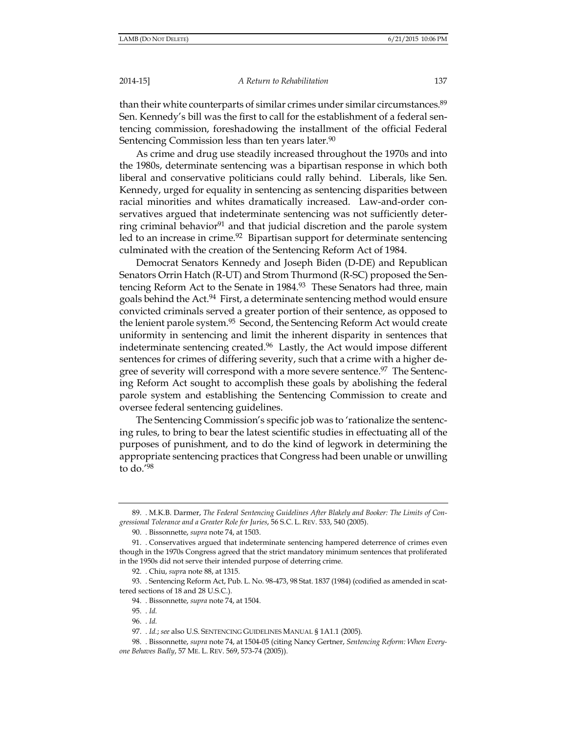than their white counterparts of similar crimes under similar circumstances.[89] Sen. Kennedy's bill was the first to call for the establishment of a federal sentencing commission, foreshadowing the installment of the official Federal Sentencing Commission less than ten years later.[90]

As crime and drug use steadily increased throughout the 1970s and into the 1980s, determinate sentencing was a bipartisan response in which both liberal and conservative politicians could rally behind. Liberals, like Sen. Kennedy, urged for equality in sentencing as sentencing disparities between racial minorities and whites dramatically increased. Law-and-order conservatives argued that indeterminate sentencing was not sufficiently deterring criminal behavior[91] and that judicial discretion and the parole system led to an increase in crime.[92] Bipartisan support for determinate sentencing culminated with the creation of the Sentencing Reform Act of 1984.

Democrat Senators Kennedy and Joseph Biden (D-DE) and Republican Senators Orrin Hatch (R-UT) and Strom Thurmond (R-SC) proposed the Sentencing Reform Act to the Senate in 1984.[93] These Senators had three, main goals behind the Act.[94] First, a determinate sentencing method would ensure convicted criminals served a greater portion of their sentence, as opposed to the lenient parole system.[95] Second, the Sentencing Reform Act would create uniformity in sentencing and limit the inherent disparity in sentences that indeterminate sentencing created.[96] Lastly, the Act would impose different sentences for crimes of differing severity, such that a crime with a higher degree of severity will correspond with a more severe sentence.[97] The Sentencing Reform Act sought to accomplish these goals by abolishing the federal parole system and establishing the Sentencing Commission to create and oversee federal sentencing guidelines.

The Sentencing Commission's specific job was to 'rationalize the sentencing rules, to bring to bear the latest scientific studies in effectuating all of the purposes of punishment, and to do the kind of legwork in determining the appropriate sentencing practices that Congress had been unable or unwilling to do.'[98]

---

89. . M.K.B. Darmer, *The Federal Sentencing Guidelines After Blakely and Booker: The Limits of Congressional Tolerance and a Greater Role for Juries*, 56 S.C. L. REV. 533, 540 (2005).

90. . Bissonnette, *supra* note 74, at 1503.

91. . Conservatives argued that indeterminate sentencing hampered deterrence of crimes even though in the 1970s Congress agreed that the strict mandatory minimum sentences that proliferated in the 1950s did not serve their intended purpose of deterring crime.

92. . Chiu, *supra* note 88, at 1315.

93. . Sentencing Reform Act, Pub. L. No. 98-473, 98 Stat. 1837 (1984) (codified as amended in scattered sections of 18 and 28 U.S.C.).

94. . Bissonnette, *supra* note 74, at 1504.

95. . *Id.*

96. . *Id.*

97. . *Id.*; *see* also U.S. SENTENCING GUIDELINES MANUAL § 1A1.1 (2005).

98. . Bissonnette, *supra* note 74, at 1504-05 (citing Nancy Gertner, *Sentencing Reform: When Everyone Behaves Badly*, 57 ME. L. REV. 569, 573-74 (2005)).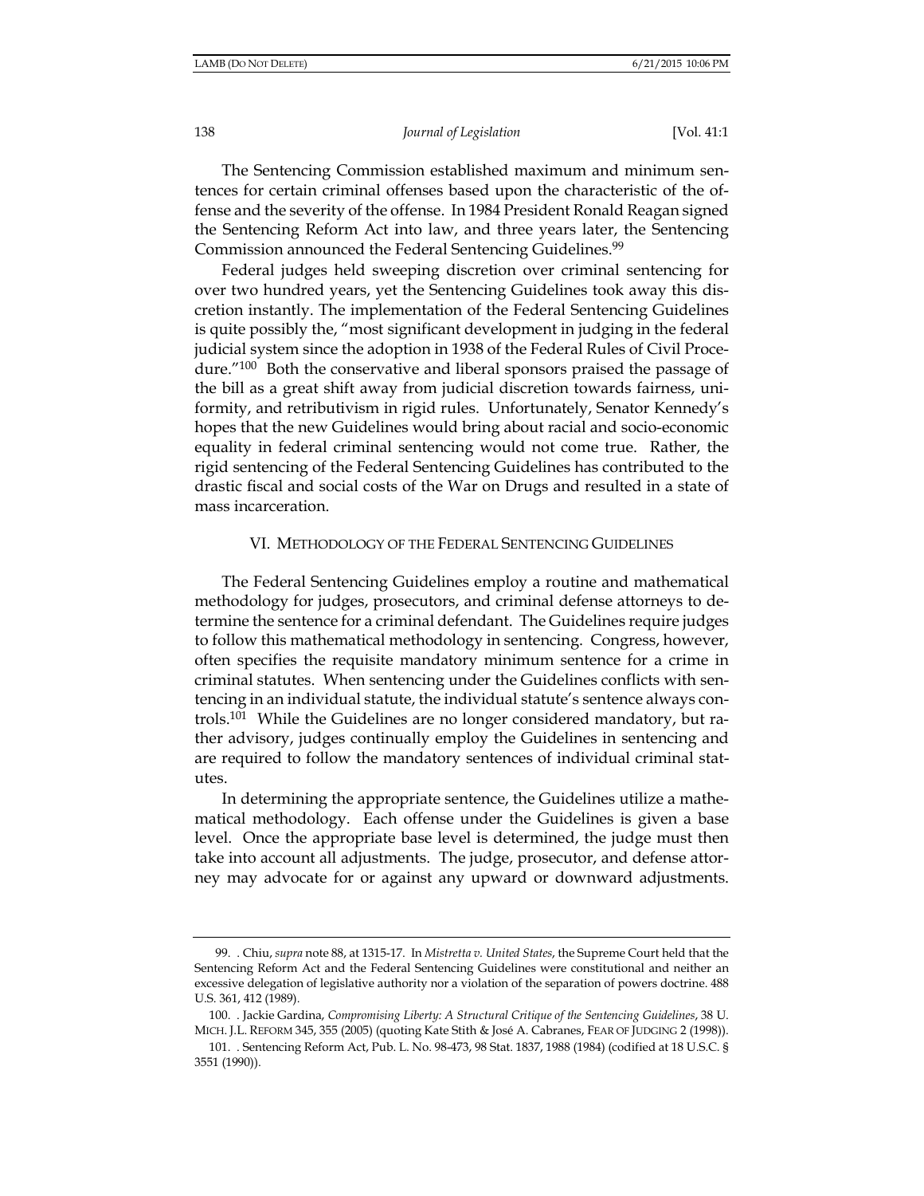The Sentencing Commission established maximum and minimum sentences for certain criminal offenses based upon the characteristic of the offense and the severity of the offense. In 1984 President Ronald Reagan signed the Sentencing Reform Act into law, and three years later, the Sentencing Commission announced the Federal Sentencing Guidelines.[99]

Federal judges held sweeping discretion over criminal sentencing for over two hundred years, yet the Sentencing Guidelines took away this discretion instantly. The implementation of the Federal Sentencing Guidelines is quite possibly the, "most significant development in judging in the federal judicial system since the adoption in 1938 of the Federal Rules of Civil Procedure."[100] Both the conservative and liberal sponsors praised the passage of the bill as a great shift away from judicial discretion towards fairness, uniformity, and retributivism in rigid rules. Unfortunately, Senator Kennedy's hopes that the new Guidelines would bring about racial and socio-economic equality in federal criminal sentencing would not come true. Rather, the rigid sentencing of the Federal Sentencing Guidelines has contributed to the drastic fiscal and social costs of the War on Drugs and resulted in a state of mass incarceration.

## VI. Methodology of the Federal Sentencing Guidelines

The Federal Sentencing Guidelines employ a routine and mathematical methodology for judges, prosecutors, and criminal defense attorneys to determine the sentence for a criminal defendant. The Guidelines require judges to follow this mathematical methodology in sentencing. Congress, however, often specifies the requisite mandatory minimum sentence for a crime in criminal statutes. When sentencing under the Guidelines conflicts with sentencing in an individual statute, the individual statute's sentence always controls.[101] While the Guidelines are no longer considered mandatory, but rather advisory, judges continually employ the Guidelines in sentencing and are required to follow the mandatory sentences of individual criminal statutes.

In determining the appropriate sentence, the Guidelines utilize a mathematical methodology. Each offense under the Guidelines is given a base level. Once the appropriate base level is determined, the judge must then take into account all adjustments. The judge, prosecutor, and defense attorney may advocate for or against any upward or downward adjustments.

---

99. . Chiu, *supra* note 88, at 1315-17. In *Mistretta v. United States*, the Supreme Court held that the Sentencing Reform Act and the Federal Sentencing Guidelines were constitutional and neither an excessive delegation of legislative authority nor a violation of the separation of powers doctrine. 488 U.S. 361, 412 (1989).

100. . Jackie Gardina, *Compromising Liberty: A Structural Critique of the Sentencing Guidelines*, 38 U. MICH. J.L. REFORM 345, 355 (2005) (quoting Kate Stith & José A. Cabranes, FEAR OF JUDGING 2 (1998)).

101. . Sentencing Reform Act, Pub. L. No. 98-473, 98 Stat. 1837, 1988 (1984) (codified at 18 U.S.C. § 3551 (1990)).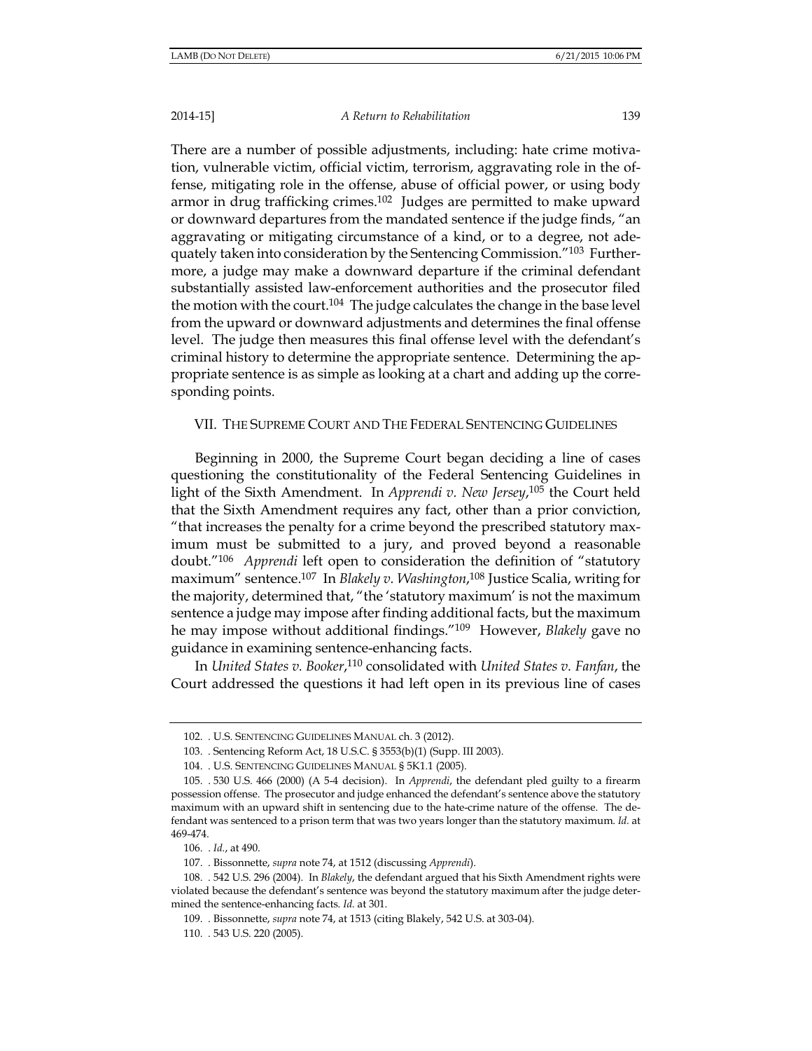There are a number of possible adjustments, including: hate crime motivation, vulnerable victim, official victim, terrorism, aggravating role in the offense, mitigating role in the offense, abuse of official power, or using body armor in drug trafficking crimes.[102] Judges are permitted to make upward or downward departures from the mandated sentence if the judge finds, "an aggravating or mitigating circumstance of a kind, or to a degree, not adequately taken into consideration by the Sentencing Commission."[103] Furthermore, a judge may make a downward departure if the criminal defendant substantially assisted law-enforcement authorities and the prosecutor filed the motion with the court.[104] The judge calculates the change in the base level from the upward or downward adjustments and determines the final offense level. The judge then measures this final offense level with the defendant's criminal history to determine the appropriate sentence. Determining the appropriate sentence is as simple as looking at a chart and adding up the corresponding points.

## VII. THE SUPREME COURT AND THE FEDERAL SENTENCING GUIDELINES

Beginning in 2000, the Supreme Court began deciding a line of cases questioning the constitutionality of the Federal Sentencing Guidelines in light of the Sixth Amendment. In *Apprendi v. New Jersey*,[105] the Court held that the Sixth Amendment requires any fact, other than a prior conviction, "that increases the penalty for a crime beyond the prescribed statutory maximum must be submitted to a jury, and proved beyond a reasonable doubt."[106] *Apprendi* left open to consideration the definition of "statutory maximum" sentence.[107] In *Blakely v. Washington*,[108] Justice Scalia, writing for the majority, determined that, "the 'statutory maximum' is not the maximum sentence a judge may impose after finding additional facts, but the maximum he may impose without additional findings."[109] However, *Blakely* gave no guidance in examining sentence-enhancing facts.

In *United States v. Booker*,[110] consolidated with *United States v. Fanfan*, the Court addressed the questions it had left open in its previous line of cases

---

102. . U.S. SENTENCING GUIDELINES MANUAL ch. 3 (2012).

103. . Sentencing Reform Act, 18 U.S.C. § 3553(b)(1) (Supp. III 2003).

104. . U.S. SENTENCING GUIDELINES MANUAL § 5K1.1 (2005).

105. . 530 U.S. 466 (2000) (A 5-4 decision). In *Apprendi*, the defendant pled guilty to a firearm possession offense. The prosecutor and judge enhanced the defendant's sentence above the statutory maximum with an upward shift in sentencing due to the hate-crime nature of the offense. The defendant was sentenced to a prison term that was two years longer than the statutory maximum. *Id.* at 469-474.

106. . *Id.*, at 490.

107. . Bissonnette, *supra* note 74, at 1512 (discussing *Apprendi*).

108. . 542 U.S. 296 (2004). In *Blakely*, the defendant argued that his Sixth Amendment rights were violated because the defendant's sentence was beyond the statutory maximum after the judge determined the sentence-enhancing facts. *Id.* at 301.

109. . Bissonnette, *supra* note 74, at 1513 (citing Blakely, 542 U.S. at 303-04).

110. . 543 U.S. 220 (2005).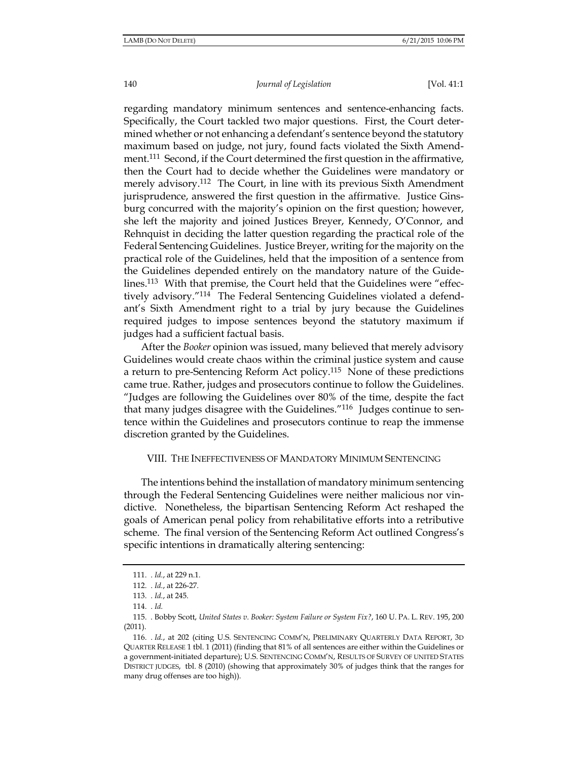regarding mandatory minimum sentences and sentence-enhancing facts. Specifically, the Court tackled two major questions. First, the Court determined whether or not enhancing a defendant's sentence beyond the statutory maximum based on judge, not jury, found facts violated the Sixth Amendment.[111] Second, if the Court determined the first question in the affirmative, then the Court had to decide whether the Guidelines were mandatory or merely advisory.[112] The Court, in line with its previous Sixth Amendment jurisprudence, answered the first question in the affirmative. Justice Ginsburg concurred with the majority's opinion on the first question; however, she left the majority and joined Justices Breyer, Kennedy, O'Connor, and Rehnquist in deciding the latter question regarding the practical role of the Federal Sentencing Guidelines. Justice Breyer, writing for the majority on the practical role of the Guidelines, held that the imposition of a sentence from the Guidelines depended entirely on the mandatory nature of the Guidelines.[113] With that premise, the Court held that the Guidelines were "effectively advisory."[114] The Federal Sentencing Guidelines violated a defendant's Sixth Amendment right to a trial by jury because the Guidelines required judges to impose sentences beyond the statutory maximum if judges had a sufficient factual basis.

After the *Booker* opinion was issued, many believed that merely advisory Guidelines would create chaos within the criminal justice system and cause a return to pre-Sentencing Reform Act policy.[115] None of these predictions came true. Rather, judges and prosecutors continue to follow the Guidelines. "Judges are following the Guidelines over 80% of the time, despite the fact that many judges disagree with the Guidelines."[116] Judges continue to sentence within the Guidelines and prosecutors continue to reap the immense discretion granted by the Guidelines.

## VIII. THE INEFFECTIVENESS OF MANDATORY MINIMUM SENTENCING

The intentions behind the installation of mandatory minimum sentencing through the Federal Sentencing Guidelines were neither malicious nor vindictive. Nonetheless, the bipartisan Sentencing Reform Act reshaped the goals of American penal policy from rehabilitative efforts into a retributive scheme. The final version of the Sentencing Reform Act outlined Congress's specific intentions in dramatically altering sentencing:

---

111. . *Id.*, at 229 n.1.

112. . *Id.*, at 226-27.

113. . *Id.*, at 245.

114. . *Id.*

115. . Bobby Scott, *United States v. Booker: System Failure or System Fix?*, 160 U. PA. L. REV. 195, 200 (2011).

116. . *Id.*, at 202 (citing U.S. SENTENCING COMM'N, PRELIMINARY QUARTERLY DATA REPORT, 3D QUARTER RELEASE 1 tbl. 1 (2011) (finding that 81% of all sentences are either within the Guidelines or a government-initiated departure); U.S. SENTENCING COMM'N, RESULTS OF SURVEY OF UNITED STATES DISTRICT JUDGES, tbl. 8 (2010) (showing that approximately 30% of judges think that the ranges for many drug offenses are too high)).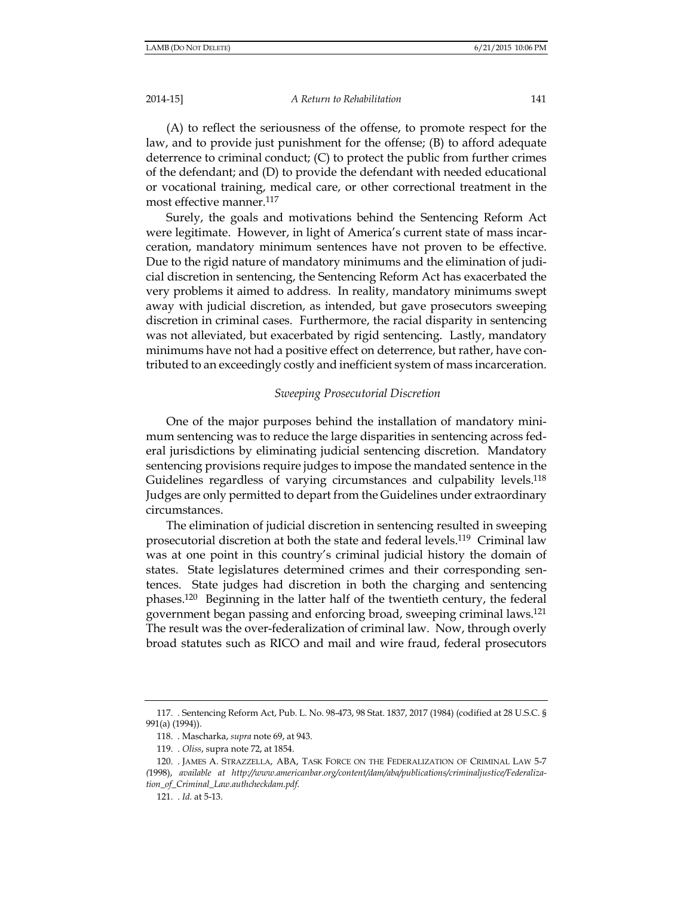(A) to reflect the seriousness of the offense, to promote respect for the law, and to provide just punishment for the offense; (B) to afford adequate deterrence to criminal conduct; (C) to protect the public from further crimes of the defendant; and (D) to provide the defendant with needed educational or vocational training, medical care, or other correctional treatment in the most effective manner.[117]

Surely, the goals and motivations behind the Sentencing Reform Act were legitimate. However, in light of America's current state of mass incarceration, mandatory minimum sentences have not proven to be effective. Due to the rigid nature of mandatory minimums and the elimination of judicial discretion in sentencing, the Sentencing Reform Act has exacerbated the very problems it aimed to address. In reality, mandatory minimums swept away with judicial discretion, as intended, but gave prosecutors sweeping discretion in criminal cases. Furthermore, the racial disparity in sentencing was not alleviated, but exacerbated by rigid sentencing. Lastly, mandatory minimums have not had a positive effect on deterrence, but rather, have contributed to an exceedingly costly and inefficient system of mass incarceration.

### *Sweeping Prosecutorial Discretion*

One of the major purposes behind the installation of mandatory minimum sentencing was to reduce the large disparities in sentencing across federal jurisdictions by eliminating judicial sentencing discretion. Mandatory sentencing provisions require judges to impose the mandated sentence in the Guidelines regardless of varying circumstances and culpability levels.[118] Judges are only permitted to depart from the Guidelines under extraordinary circumstances.

The elimination of judicial discretion in sentencing resulted in sweeping prosecutorial discretion at both the state and federal levels.[119] Criminal law was at one point in this country's criminal judicial history the domain of states. State legislatures determined crimes and their corresponding sentences. State judges had discretion in both the charging and sentencing phases.[120] Beginning in the latter half of the twentieth century, the federal government began passing and enforcing broad, sweeping criminal laws.[121] The result was the over-federalization of criminal law. Now, through overly broad statutes such as RICO and mail and wire fraud, federal prosecutors

---

117. . Sentencing Reform Act, Pub. L. No. 98-473, 98 Stat. 1837, 2017 (1984) (codified at 28 U.S.C. § 991(a) (1994)).

118. . Mascharka, *supra* note 69, at 943.

119. . *Oliss*, supra note 72, at 1854.

120. . JAMES A. STRAZZELLA, ABA, TASK FORCE ON THE FEDERALIZATION OF CRIMINAL LAW 5-7 (1998), *available at http://www.americanbar.org/content/dam/aba/publications/criminaljustice/Federalization_of_Criminal_Law.authcheckdam.pdf.*

121. . *Id.* at 5-13.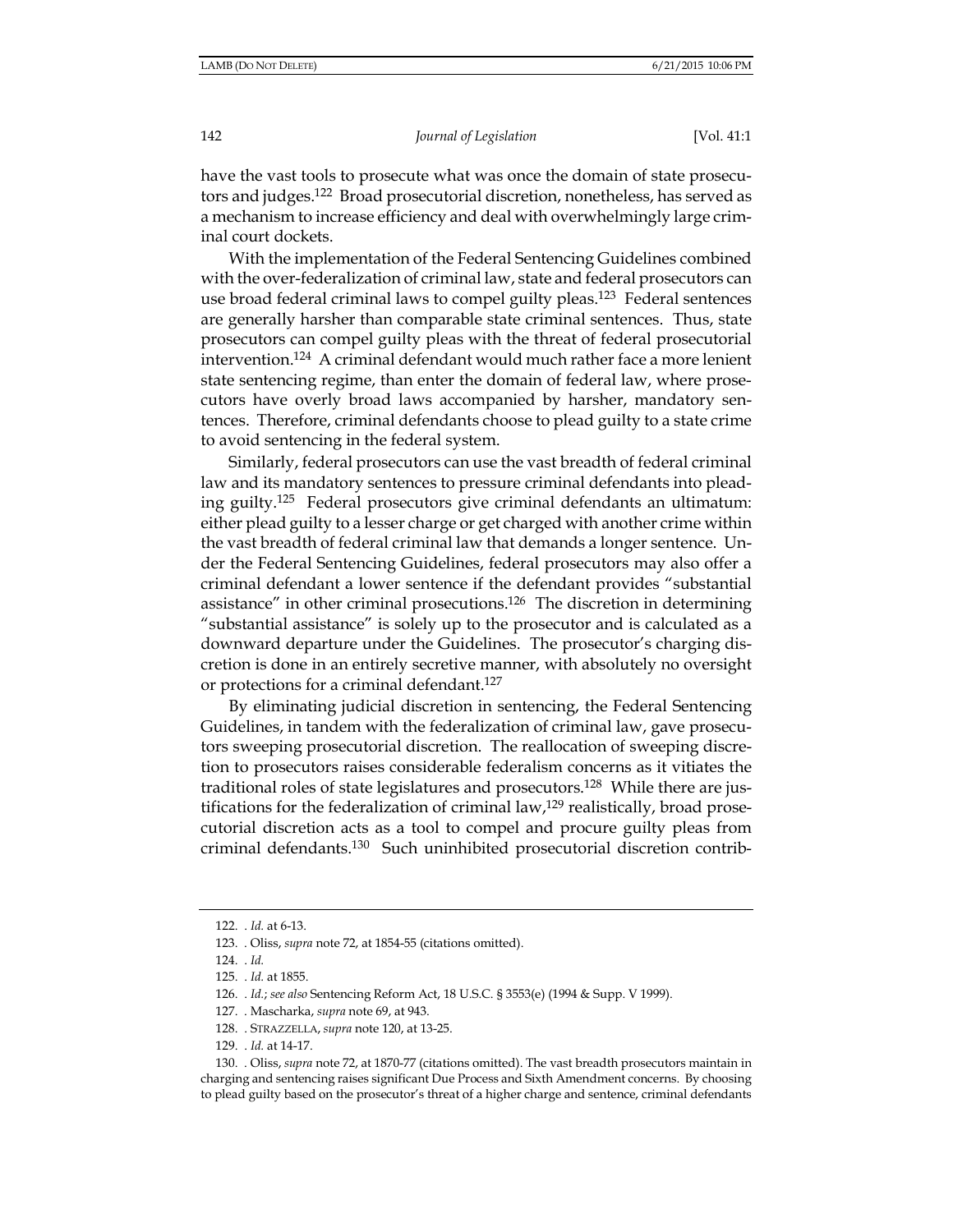have the vast tools to prosecute what was once the domain of state prosecutors and judges.[122] Broad prosecutorial discretion, nonetheless, has served as a mechanism to increase efficiency and deal with overwhelmingly large criminal court dockets.

With the implementation of the Federal Sentencing Guidelines combined with the over-federalization of criminal law, state and federal prosecutors can use broad federal criminal laws to compel guilty pleas.[123] Federal sentences are generally harsher than comparable state criminal sentences. Thus, state prosecutors can compel guilty pleas with the threat of federal prosecutorial intervention.[124] A criminal defendant would much rather face a more lenient state sentencing regime, than enter the domain of federal law, where prosecutors have overly broad laws accompanied by harsher, mandatory sentences. Therefore, criminal defendants choose to plead guilty to a state crime to avoid sentencing in the federal system.

Similarly, federal prosecutors can use the vast breadth of federal criminal law and its mandatory sentences to pressure criminal defendants into pleading guilty.[125] Federal prosecutors give criminal defendants an ultimatum: either plead guilty to a lesser charge or get charged with another crime within the vast breadth of federal criminal law that demands a longer sentence. Under the Federal Sentencing Guidelines, federal prosecutors may also offer a criminal defendant a lower sentence if the defendant provides "substantial assistance" in other criminal prosecutions.[126] The discretion in determining "substantial assistance" is solely up to the prosecutor and is calculated as a downward departure under the Guidelines. The prosecutor's charging discretion is done in an entirely secretive manner, with absolutely no oversight or protections for a criminal defendant.[127]

By eliminating judicial discretion in sentencing, the Federal Sentencing Guidelines, in tandem with the federalization of criminal law, gave prosecutors sweeping prosecutorial discretion. The reallocation of sweeping discretion to prosecutors raises considerable federalism concerns as it vitiates the traditional roles of state legislatures and prosecutors.[128] While there are justifications for the federalization of criminal law,[129] realistically, broad prosecutorial discretion acts as a tool to compel and procure guilty pleas from criminal defendants.[130] Such uninhibited prosecutorial discretion contrib-

---

122. . *Id.* at 6-13.

123. . Oliss, *supra* note 72, at 1854-55 (citations omitted).

124. . *Id.*

125. . *Id.* at 1855.

126. . *Id.*; *see also* Sentencing Reform Act, 18 U.S.C. § 3553(e) (1994 & Supp. V 1999).

127. . Mascharka, *supra* note 69, at 943.

128. . STRAZZELLA, *supra* note 120, at 13-25.

129. . *Id.* at 14-17.

130. . Oliss, *supra* note 72, at 1870-77 (citations omitted). The vast breadth prosecutors maintain in charging and sentencing raises significant Due Process and Sixth Amendment concerns. By choosing to plead guilty based on the prosecutor's threat of a higher charge and sentence, criminal defendants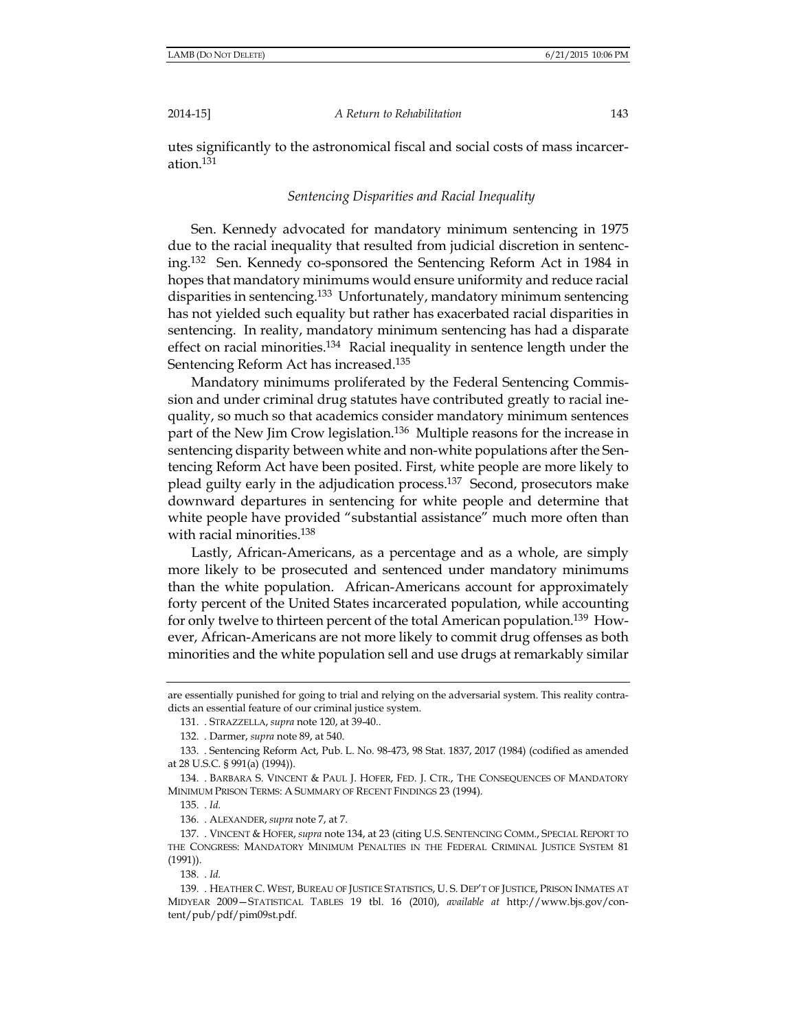utes significantly to the astronomical fiscal and social costs of mass incarceration.[131]

### *Sentencing Disparities and Racial Inequality*

Sen. Kennedy advocated for mandatory minimum sentencing in 1975 due to the racial inequality that resulted from judicial discretion in sentencing.[132] Sen. Kennedy co-sponsored the Sentencing Reform Act in 1984 in hopes that mandatory minimums would ensure uniformity and reduce racial disparities in sentencing.[133] Unfortunately, mandatory minimum sentencing has not yielded such equality but rather has exacerbated racial disparities in sentencing. In reality, mandatory minimum sentencing has had a disparate effect on racial minorities.[134] Racial inequality in sentence length under the Sentencing Reform Act has increased.[135]

Mandatory minimums proliferated by the Federal Sentencing Commission and under criminal drug statutes have contributed greatly to racial inequality, so much so that academics consider mandatory minimum sentences part of the New Jim Crow legislation.[136] Multiple reasons for the increase in sentencing disparity between white and non-white populations after the Sentencing Reform Act have been posited. First, white people are more likely to plead guilty early in the adjudication process.[137] Second, prosecutors make downward departures in sentencing for white people and determine that white people have provided "substantial assistance" much more often than with racial minorities.[138]

Lastly, African-Americans, as a percentage and as a whole, are simply more likely to be prosecuted and sentenced under mandatory minimums than the white population. African-Americans account for approximately forty percent of the United States incarcerated population, while accounting for only twelve to thirteen percent of the total American population.[139] However, African-Americans are not more likely to commit drug offenses as both minorities and the white population sell and use drugs at remarkably similar

---

are essentially punished for going to trial and relying on the adversarial system. This reality contradicts an essential feature of our criminal justice system.

131. . STRAZZELLA, *supra* note 120, at 39-40..

132. . Darmer, *supra* note 89, at 540.

133. . Sentencing Reform Act, Pub. L. No. 98-473, 98 Stat. 1837, 2017 (1984) (codified as amended at 28 U.S.C. § 991(a) (1994)).

134. . BARBARA S. VINCENT & PAUL J. HOFER, FED. J. CTR., THE CONSEQUENCES OF MANDATORY MINIMUM PRISON TERMS: A SUMMARY OF RECENT FINDINGS 23 (1994).

135. . *Id.*

136. . ALEXANDER, *supra* note 7, at 7.

137. . VINCENT & HOFER, *supra* note 134, at 23 (citing U.S. SENTENCING COMM., SPECIAL REPORT TO THE CONGRESS: MANDATORY MINIMUM PENALTIES IN THE FEDERAL CRIMINAL JUSTICE SYSTEM 81 (1991)).

138. . *Id.*

139. . HEATHER C. WEST, BUREAU OF JUSTICE STATISTICS, U. S. DEP'T OF JUSTICE, PRISON INMATES AT MIDYEAR 2009—STATISTICAL TABLES 19 tbl. 16 (2010), *available at* http://www.bjs.gov/content/pub/pdf/pim09st.pdf.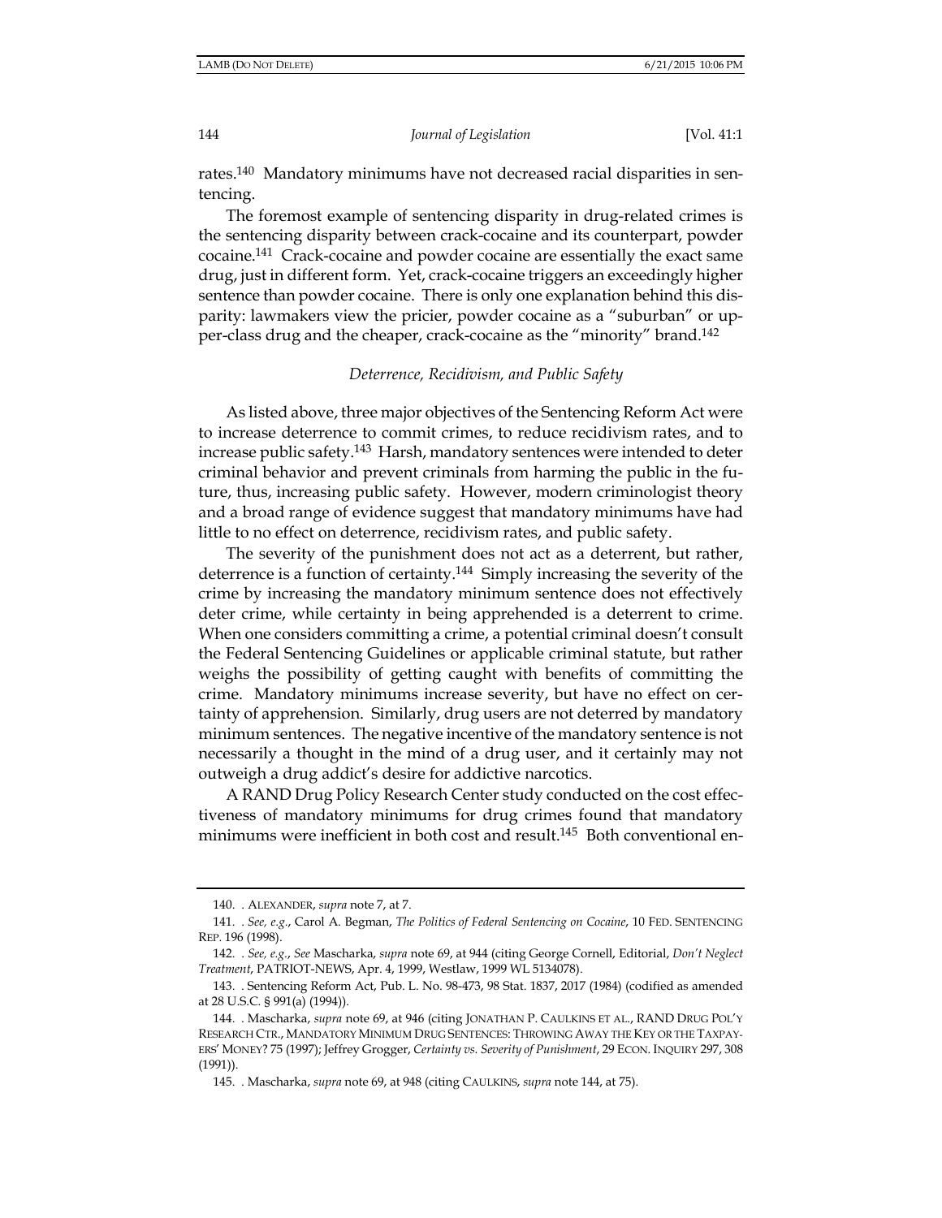rates.[140] Mandatory minimums have not decreased racial disparities in sentencing.

The foremost example of sentencing disparity in drug-related crimes is the sentencing disparity between crack-cocaine and its counterpart, powder cocaine.[141] Crack-cocaine and powder cocaine are essentially the exact same drug, just in different form. Yet, crack-cocaine triggers an exceedingly higher sentence than powder cocaine. There is only one explanation behind this disparity: lawmakers view the pricier, powder cocaine as a "suburban" or upper-class drug and the cheaper, crack-cocaine as the "minority" brand.[142]

### *Deterrence, Recidivism, and Public Safety*

As listed above, three major objectives of the Sentencing Reform Act were to increase deterrence to commit crimes, to reduce recidivism rates, and to increase public safety.[143] Harsh, mandatory sentences were intended to deter criminal behavior and prevent criminals from harming the public in the future, thus, increasing public safety. However, modern criminologist theory and a broad range of evidence suggest that mandatory minimums have had little to no effect on deterrence, recidivism rates, and public safety.

The severity of the punishment does not act as a deterrent, but rather, deterrence is a function of certainty.[144] Simply increasing the severity of the crime by increasing the mandatory minimum sentence does not effectively deter crime, while certainty in being apprehended is a deterrent to crime. When one considers committing a crime, a potential criminal doesn't consult the Federal Sentencing Guidelines or applicable criminal statute, but rather weighs the possibility of getting caught with benefits of committing the crime. Mandatory minimums increase severity, but have no effect on certainty of apprehension. Similarly, drug users are not deterred by mandatory minimum sentences. The negative incentive of the mandatory sentence is not necessarily a thought in the mind of a drug user, and it certainly may not outweigh a drug addict's desire for addictive narcotics.

A RAND Drug Policy Research Center study conducted on the cost effectiveness of mandatory minimums for drug crimes found that mandatory minimums were inefficient in both cost and result.[145] Both conventional en-

---

140. . ALEXANDER, *supra* note 7, at 7.

141. . *See, e.g.*, Carol A. Begman, *The Politics of Federal Sentencing on Cocaine*, 10 FED. SENTENCING REP. 196 (1998).

142. . *See, e.g.*, *See* Mascharka, *supra* note 69, at 944 (citing George Cornell, Editorial, *Don't Neglect Treatment*, PATRIOT-NEWS, Apr. 4, 1999, Westlaw, 1999 WL 5134078).

143. . Sentencing Reform Act, Pub. L. No. 98-473, 98 Stat. 1837, 2017 (1984) (codified as amended at 28 U.S.C. § 991(a) (1994)).

144. . Mascharka, *supra* note 69, at 946 (citing JONATHAN P. CAULKINS ET AL., RAND DRUG POL'Y RESEARCH CTR., MANDATORY MINIMUM DRUG SENTENCES: THROWING AWAY THE KEY OR THE TAXPAYERS' MONEY? 75 (1997); Jeffrey Grogger, *Certainty vs. Severity of Punishment*, 29 ECON. INQUIRY 297, 308 (1991)).

145. . Mascharka, *supra* note 69, at 948 (citing CAULKINS, *supra* note 144, at 75).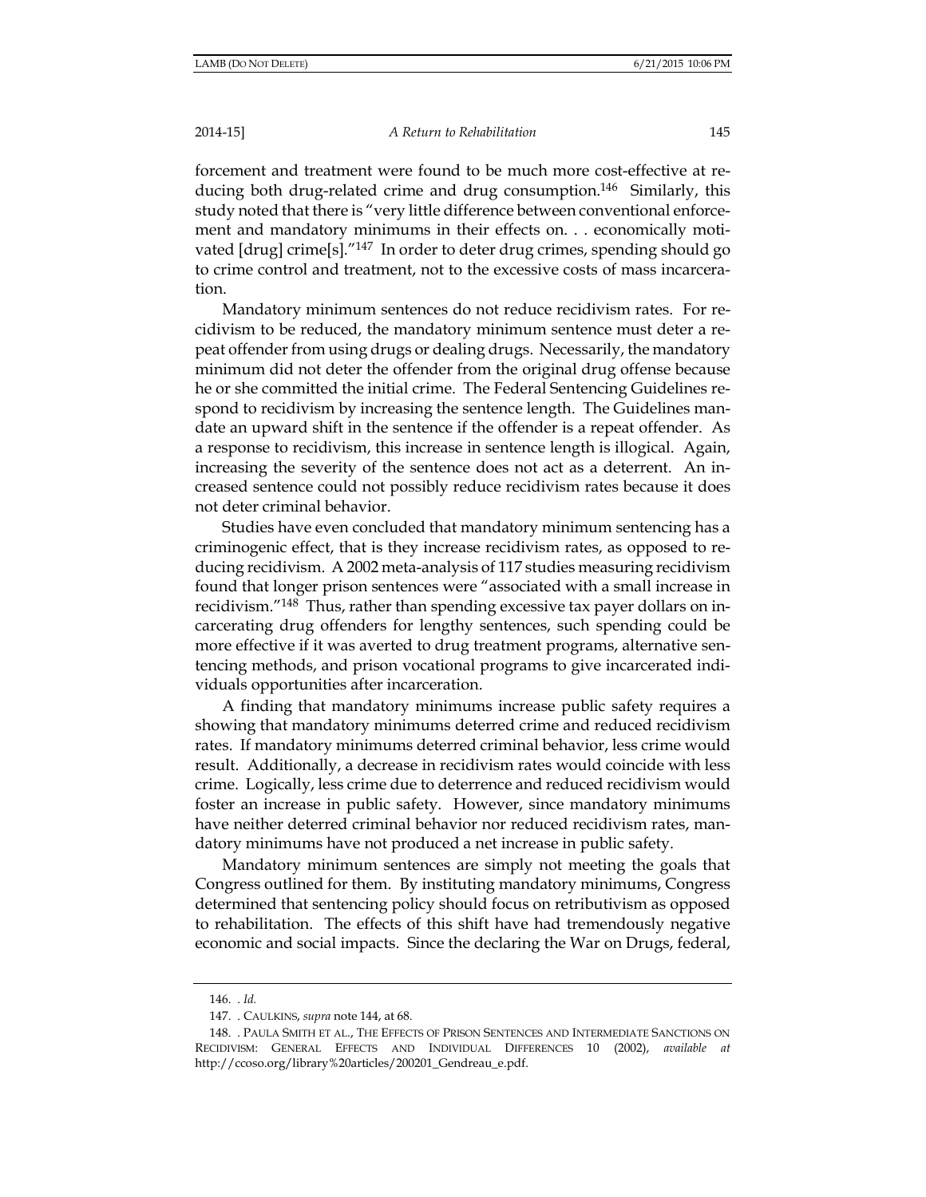forcement and treatment were found to be much more cost-effective at reducing both drug-related crime and drug consumption.[146] Similarly, this study noted that there is "very little difference between conventional enforcement and mandatory minimums in their effects on. . . economically motivated [drug] crime[s]."[147] In order to deter drug crimes, spending should go to crime control and treatment, not to the excessive costs of mass incarceration.

Mandatory minimum sentences do not reduce recidivism rates. For recidivism to be reduced, the mandatory minimum sentence must deter a repeat offender from using drugs or dealing drugs. Necessarily, the mandatory minimum did not deter the offender from the original drug offense because he or she committed the initial crime. The Federal Sentencing Guidelines respond to recidivism by increasing the sentence length. The Guidelines mandate an upward shift in the sentence if the offender is a repeat offender. As a response to recidivism, this increase in sentence length is illogical. Again, increasing the severity of the sentence does not act as a deterrent. An increased sentence could not possibly reduce recidivism rates because it does not deter criminal behavior.

Studies have even concluded that mandatory minimum sentencing has a criminogenic effect, that is they increase recidivism rates, as opposed to reducing recidivism. A 2002 meta-analysis of 117 studies measuring recidivism found that longer prison sentences were "associated with a small increase in recidivism."[148] Thus, rather than spending excessive tax payer dollars on incarcerating drug offenders for lengthy sentences, such spending could be more effective if it was averted to drug treatment programs, alternative sentencing methods, and prison vocational programs to give incarcerated individuals opportunities after incarceration.

A finding that mandatory minimums increase public safety requires a showing that mandatory minimums deterred crime and reduced recidivism rates. If mandatory minimums deterred criminal behavior, less crime would result. Additionally, a decrease in recidivism rates would coincide with less crime. Logically, less crime due to deterrence and reduced recidivism would foster an increase in public safety. However, since mandatory minimums have neither deterred criminal behavior nor reduced recidivism rates, mandatory minimums have not produced a net increase in public safety.

Mandatory minimum sentences are simply not meeting the goals that Congress outlined for them. By instituting mandatory minimums, Congress determined that sentencing policy should focus on retributivism as opposed to rehabilitation. The effects of this shift have had tremendously negative economic and social impacts. Since the declaring the War on Drugs, federal,

---

146. . *Id.*

147. . CAULKINS, *supra* note 144, at 68.

148. . PAULA SMITH ET AL., THE EFFECTS OF PRISON SENTENCES AND INTERMEDIATE SANCTIONS ON RECIDIVISM: GENERAL EFFECTS AND INDIVIDUAL DIFFERENCES 10 (2002), *available at* http://ccoso.org/library%20articles/200201_Gendreau_e.pdf.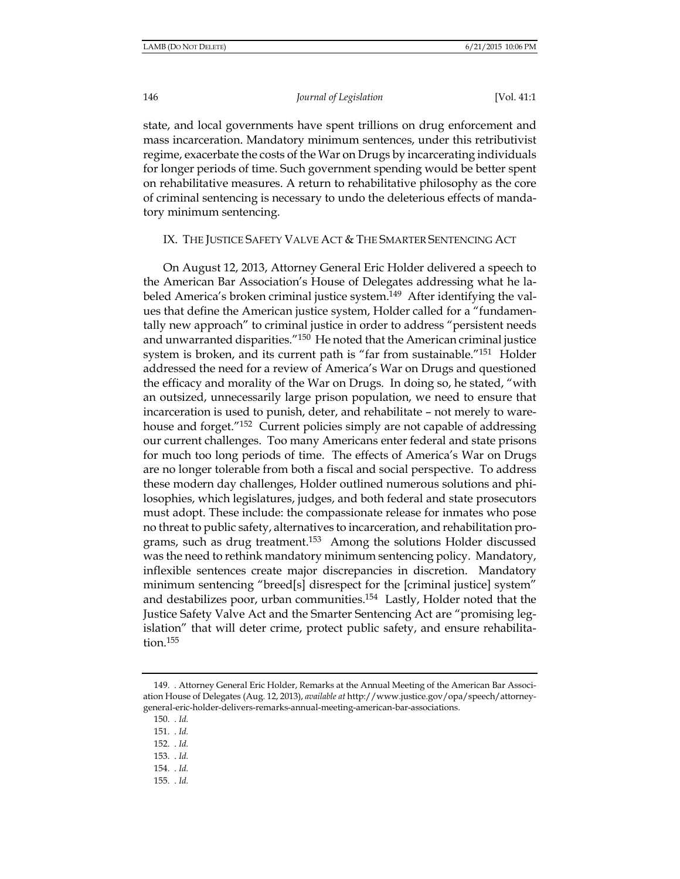state, and local governments have spent trillions on drug enforcement and mass incarceration. Mandatory minimum sentences, under this retributivist regime, exacerbate the costs of the War on Drugs by incarcerating individuals for longer periods of time. Such government spending would be better spent on rehabilitative measures. A return to rehabilitative philosophy as the core of criminal sentencing is necessary to undo the deleterious effects of mandatory minimum sentencing.

## IX. THE JUSTICE SAFETY VALVE ACT & THE SMARTER SENTENCING ACT

On August 12, 2013, Attorney General Eric Holder delivered a speech to the American Bar Association's House of Delegates addressing what he labeled America's broken criminal justice system.[149] After identifying the values that define the American justice system, Holder called for a "fundamentally new approach" to criminal justice in order to address "persistent needs and unwarranted disparities."[150] He noted that the American criminal justice system is broken, and its current path is "far from sustainable."[151] Holder addressed the need for a review of America's War on Drugs and questioned the efficacy and morality of the War on Drugs. In doing so, he stated, "with an outsized, unnecessarily large prison population, we need to ensure that incarceration is used to punish, deter, and rehabilitate – not merely to warehouse and forget."[152] Current policies simply are not capable of addressing our current challenges. Too many Americans enter federal and state prisons for much too long periods of time. The effects of America's War on Drugs are no longer tolerable from both a fiscal and social perspective. To address these modern day challenges, Holder outlined numerous solutions and philosophies, which legislatures, judges, and both federal and state prosecutors must adopt. These include: the compassionate release for inmates who pose no threat to public safety, alternatives to incarceration, and rehabilitation programs, such as drug treatment.[153] Among the solutions Holder discussed was the need to rethink mandatory minimum sentencing policy. Mandatory, inflexible sentences create major discrepancies in discretion. Mandatory minimum sentencing "breed[s] disrespect for the [criminal justice] system" and destabilizes poor, urban communities.[154] Lastly, Holder noted that the Justice Safety Valve Act and the Smarter Sentencing Act are "promising legislation" that will deter crime, protect public safety, and ensure rehabilitation.[155]

---

149. . Attorney General Eric Holder, Remarks at the Annual Meeting of the American Bar Association House of Delegates (Aug. 12, 2013), *available at* http://www.justice.gov/opa/speech/attorney-general-eric-holder-delivers-remarks-annual-meeting-american-bar-associations.

150. . *Id.*

151. . *Id.*

152. . *Id.*

153. . *Id.*

154. . *Id.*

155. . *Id.*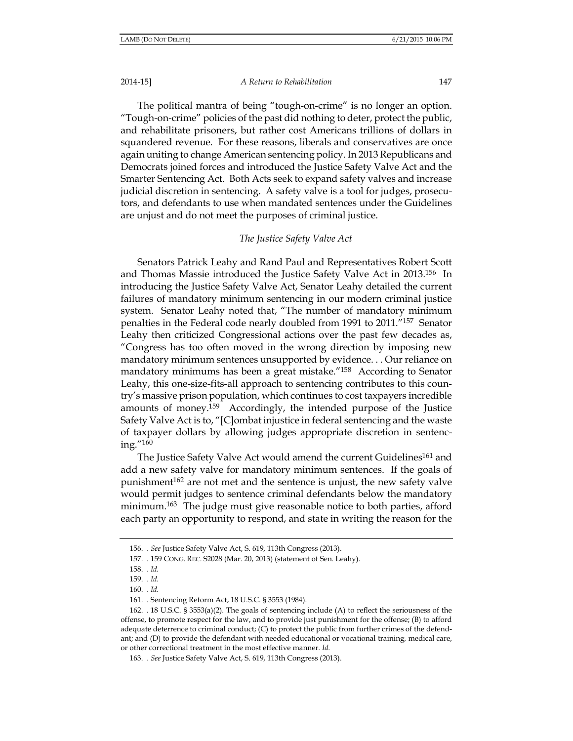The political mantra of being "tough-on-crime" is no longer an option. "Tough-on-crime" policies of the past did nothing to deter, protect the public, and rehabilitate prisoners, but rather cost Americans trillions of dollars in squandered revenue. For these reasons, liberals and conservatives are once again uniting to change American sentencing policy. In 2013 Republicans and Democrats joined forces and introduced the Justice Safety Valve Act and the Smarter Sentencing Act. Both Acts seek to expand safety valves and increase judicial discretion in sentencing. A safety valve is a tool for judges, prosecutors, and defendants to use when mandated sentences under the Guidelines are unjust and do not meet the purposes of criminal justice.

### *The Justice Safety Valve Act*

Senators Patrick Leahy and Rand Paul and Representatives Robert Scott and Thomas Massie introduced the Justice Safety Valve Act in 2013.[156] In introducing the Justice Safety Valve Act, Senator Leahy detailed the current failures of mandatory minimum sentencing in our modern criminal justice system. Senator Leahy noted that, "The number of mandatory minimum penalties in the Federal code nearly doubled from 1991 to 2011."[157] Senator Leahy then criticized Congressional actions over the past few decades as, "Congress has too often moved in the wrong direction by imposing new mandatory minimum sentences unsupported by evidence. . . Our reliance on mandatory minimums has been a great mistake."[158] According to Senator Leahy, this one-size-fits-all approach to sentencing contributes to this country's massive prison population, which continues to cost taxpayers incredible amounts of money.[159] Accordingly, the intended purpose of the Justice Safety Valve Act is to, "[C]ombat injustice in federal sentencing and the waste of taxpayer dollars by allowing judges appropriate discretion in sentencing."[160]

The Justice Safety Valve Act would amend the current Guidelines[161] and add a new safety valve for mandatory minimum sentences. If the goals of punishment[162] are not met and the sentence is unjust, the new safety valve would permit judges to sentence criminal defendants below the mandatory minimum.[163] The judge must give reasonable notice to both parties, afford each party an opportunity to respond, and state in writing the reason for the

---

156. . *See* Justice Safety Valve Act, S. 619, 113th Congress (2013).

157. . 159 CONG. REC. S2028 (Mar. 20, 2013) (statement of Sen. Leahy).

158. . *Id.*

159. . *Id.*

160. . *Id.*

161. . Sentencing Reform Act, 18 U.S.C. § 3553 (1984).

162. . 18 U.S.C. § 3553(a)(2). The goals of sentencing include (A) to reflect the seriousness of the offense, to promote respect for the law, and to provide just punishment for the offense; (B) to afford adequate deterrence to criminal conduct; (C) to protect the public from further crimes of the defendant; and (D) to provide the defendant with needed educational or vocational training, medical care, or other correctional treatment in the most effective manner. *Id.*

163. . *See* Justice Safety Valve Act, S. 619, 113th Congress (2013).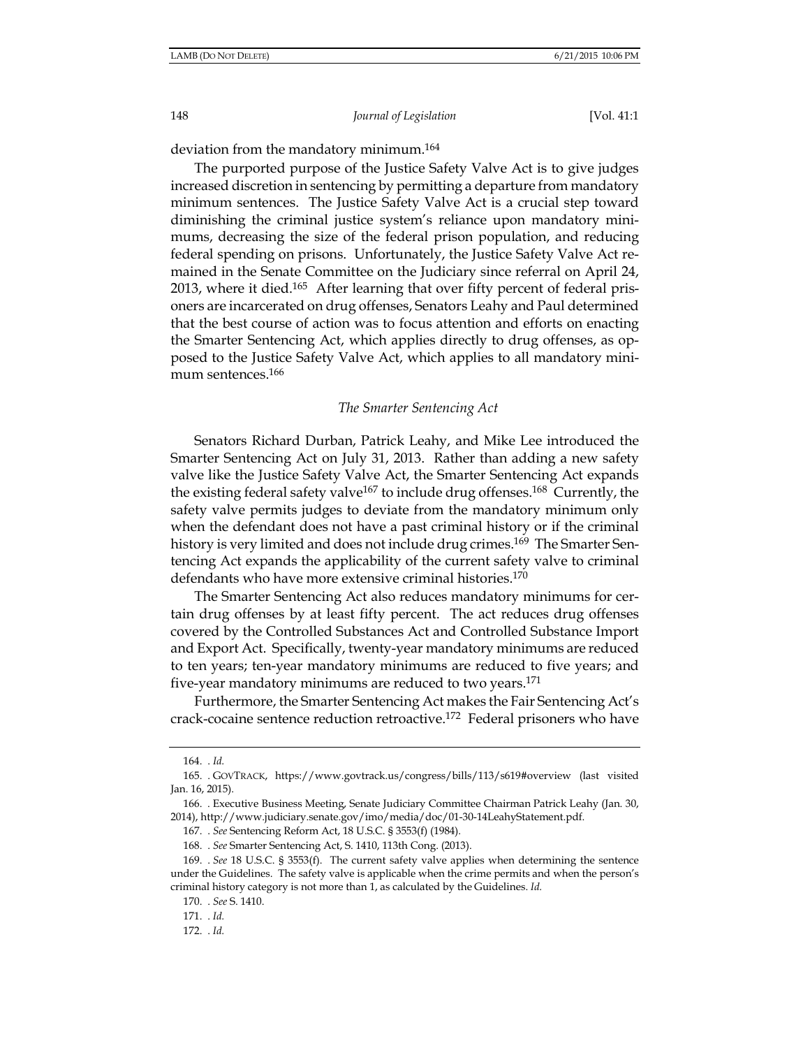deviation from the mandatory minimum.[164]

The purported purpose of the Justice Safety Valve Act is to give judges increased discretion in sentencing by permitting a departure from mandatory minimum sentences. The Justice Safety Valve Act is a crucial step toward diminishing the criminal justice system's reliance upon mandatory minimums, decreasing the size of the federal prison population, and reducing federal spending on prisons. Unfortunately, the Justice Safety Valve Act remained in the Senate Committee on the Judiciary since referral on April 24, 2013, where it died.[165] After learning that over fifty percent of federal prisoners are incarcerated on drug offenses, Senators Leahy and Paul determined that the best course of action was to focus attention and efforts on enacting the Smarter Sentencing Act, which applies directly to drug offenses, as opposed to the Justice Safety Valve Act, which applies to all mandatory minimum sentences.[166]

### *The Smarter Sentencing Act*

Senators Richard Durban, Patrick Leahy, and Mike Lee introduced the Smarter Sentencing Act on July 31, 2013. Rather than adding a new safety valve like the Justice Safety Valve Act, the Smarter Sentencing Act expands the existing federal safety valve[167] to include drug offenses.[168] Currently, the safety valve permits judges to deviate from the mandatory minimum only when the defendant does not have a past criminal history or if the criminal history is very limited and does not include drug crimes.[169] The Smarter Sentencing Act expands the applicability of the current safety valve to criminal defendants who have more extensive criminal histories.[170]

The Smarter Sentencing Act also reduces mandatory minimums for certain drug offenses by at least fifty percent. The act reduces drug offenses covered by the Controlled Substances Act and Controlled Substance Import and Export Act. Specifically, twenty-year mandatory minimums are reduced to ten years; ten-year mandatory minimums are reduced to five years; and five-year mandatory minimums are reduced to two years.[171]

Furthermore, the Smarter Sentencing Act makes the Fair Sentencing Act's crack-cocaine sentence reduction retroactive.[172] Federal prisoners who have

---

164. . *Id.*

165. . GOVTRACK, https://www.govtrack.us/congress/bills/113/s619#overview (last visited Jan. 16, 2015).

166. . Executive Business Meeting, Senate Judiciary Committee Chairman Patrick Leahy (Jan. 30, 2014), http://www.judiciary.senate.gov/imo/media/doc/01-30-14LeahyStatement.pdf.

167. . *See* Sentencing Reform Act, 18 U.S.C. § 3553(f) (1984).

168. . *See* Smarter Sentencing Act, S. 1410, 113th Cong. (2013).

169. . *See* 18 U.S.C. § 3553(f). The current safety valve applies when determining the sentence under the Guidelines. The safety valve is applicable when the crime permits and when the person's criminal history category is not more than 1, as calculated by the Guidelines. *Id.*

170. . *See* S. 1410.

171. . *Id.*

172. . *Id.*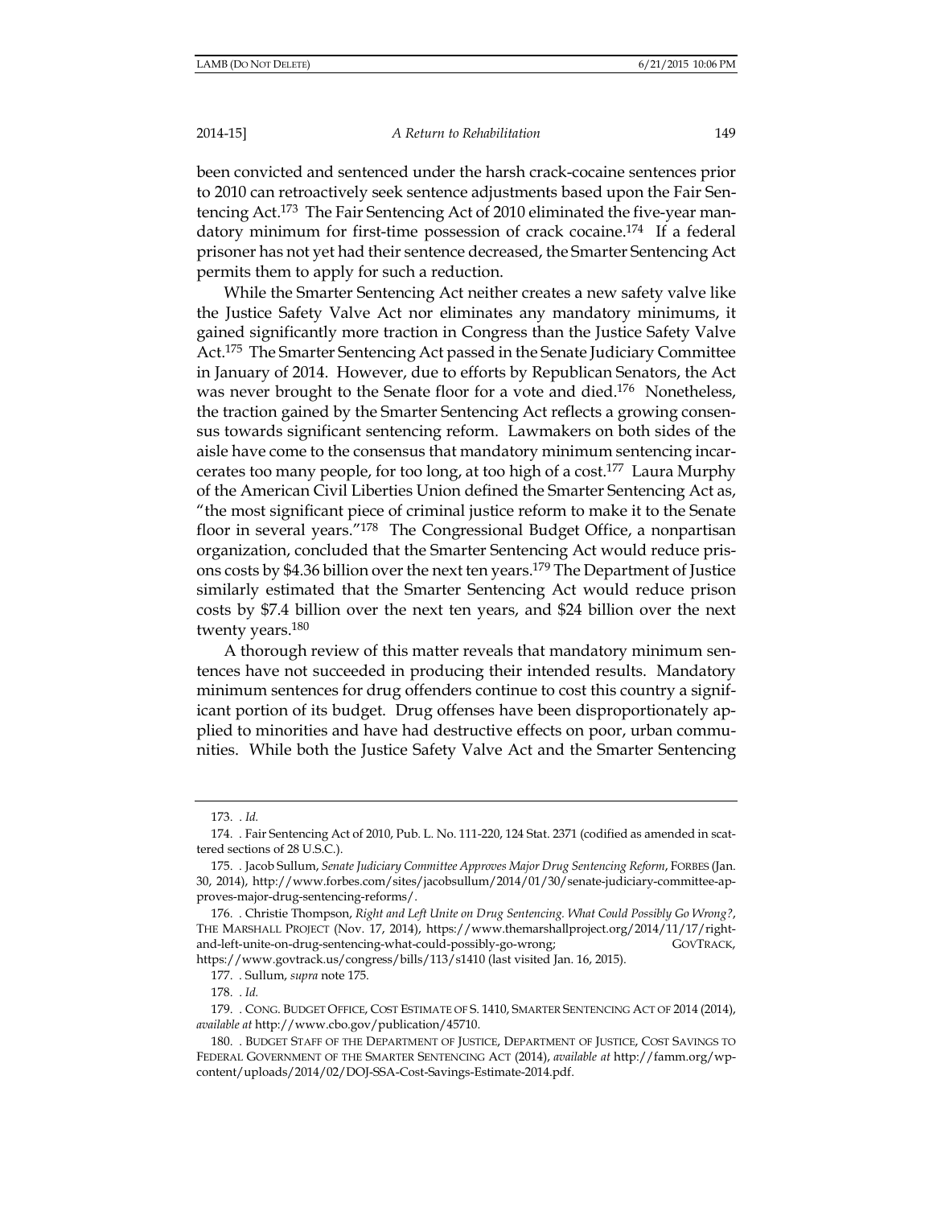been convicted and sentenced under the harsh crack-cocaine sentences prior to 2010 can retroactively seek sentence adjustments based upon the Fair Sentencing Act.[173] The Fair Sentencing Act of 2010 eliminated the five-year mandatory minimum for first-time possession of crack cocaine.[174] If a federal prisoner has not yet had their sentence decreased, the Smarter Sentencing Act permits them to apply for such a reduction.

While the Smarter Sentencing Act neither creates a new safety valve like the Justice Safety Valve Act nor eliminates any mandatory minimums, it gained significantly more traction in Congress than the Justice Safety Valve Act.[175] The Smarter Sentencing Act passed in the Senate Judiciary Committee in January of 2014. However, due to efforts by Republican Senators, the Act was never brought to the Senate floor for a vote and died.[176] Nonetheless, the traction gained by the Smarter Sentencing Act reflects a growing consensus towards significant sentencing reform. Lawmakers on both sides of the aisle have come to the consensus that mandatory minimum sentencing incarcerates too many people, for too long, at too high of a cost.[177] Laura Murphy of the American Civil Liberties Union defined the Smarter Sentencing Act as, "the most significant piece of criminal justice reform to make it to the Senate floor in several years."[178] The Congressional Budget Office, a nonpartisan organization, concluded that the Smarter Sentencing Act would reduce prisons costs by $4.36 billion over the next ten years.[179] The Department of Justice similarly estimated that the Smarter Sentencing Act would reduce prison costs by $7.4 billion over the next ten years, and $24 billion over the next twenty years.[180]

A thorough review of this matter reveals that mandatory minimum sentences have not succeeded in producing their intended results. Mandatory minimum sentences for drug offenders continue to cost this country a significant portion of its budget. Drug offenses have been disproportionately applied to minorities and have had destructive effects on poor, urban communities. While both the Justice Safety Valve Act and the Smarter Sentencing

---

173. . *Id.*

174. . Fair Sentencing Act of 2010, Pub. L. No. 111-220, 124 Stat. 2371 (codified as amended in scattered sections of 28 U.S.C.).

175. . Jacob Sullum, *Senate Judiciary Committee Approves Major Drug Sentencing Reform*, FORBES (Jan. 30, 2014), http://www.forbes.com/sites/jacobsullum/2014/01/30/senate-judiciary-committee-approves-major-drug-sentencing-reforms/.

176. . Christie Thompson, *Right and Left Unite on Drug Sentencing. What Could Possibly Go Wrong?*, THE MARSHALL PROJECT (Nov. 17, 2014), https://www.themarshallproject.org/2014/11/17/right-and-left-unite-on-drug-sentencing-what-could-possibly-go-wrong; GOVTRACK, https://www.govtrack.us/congress/bills/113/s1410 (last visited Jan. 16, 2015).

177. . Sullum, *supra* note 175.

178. . *Id.*

179. . CONG. BUDGET OFFICE, COST ESTIMATE OF S. 1410, SMARTER SENTENCING ACT OF 2014 (2014), *available at* http://www.cbo.gov/publication/45710.

180. . BUDGET STAFF OF THE DEPARTMENT OF JUSTICE, DEPARTMENT OF JUSTICE, COST SAVINGS TO FEDERAL GOVERNMENT OF THE SMARTER SENTENCING ACT (2014), *available at* http://famm.org/wp-content/uploads/2014/02/DOJ-SSA-Cost-Savings-Estimate-2014.pdf.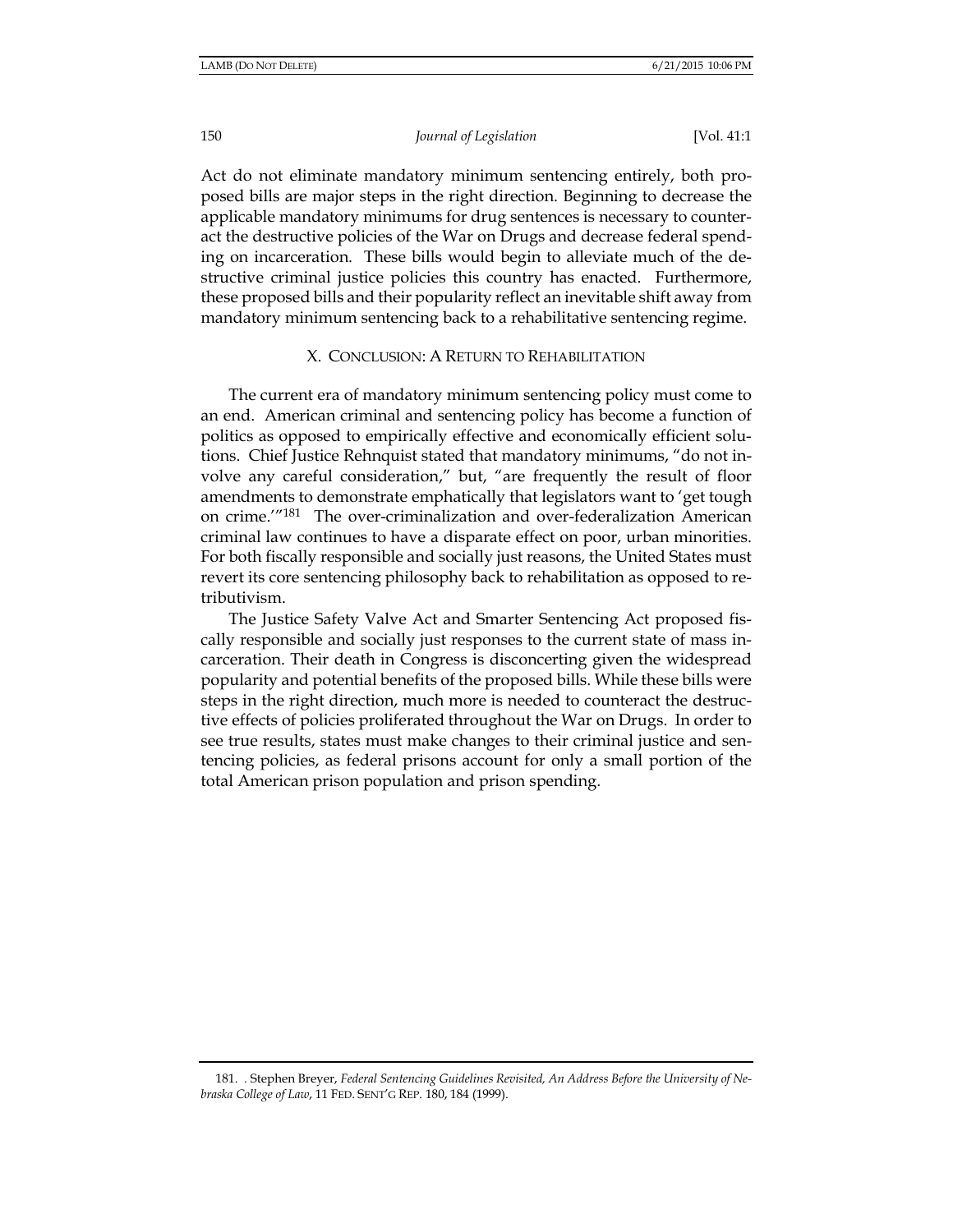Act do not eliminate mandatory minimum sentencing entirely, both proposed bills are major steps in the right direction. Beginning to decrease the applicable mandatory minimums for drug sentences is necessary to counteract the destructive policies of the War on Drugs and decrease federal spending on incarceration. These bills would begin to alleviate much of the destructive criminal justice policies this country has enacted. Furthermore, these proposed bills and their popularity reflect an inevitable shift away from mandatory minimum sentencing back to a rehabilitative sentencing regime.

## X. CONCLUSION: A RETURN TO REHABILITATION

The current era of mandatory minimum sentencing policy must come to an end. American criminal and sentencing policy has become a function of politics as opposed to empirically effective and economically efficient solutions. Chief Justice Rehnquist stated that mandatory minimums, "do not involve any careful consideration," but, "are frequently the result of floor amendments to demonstrate emphatically that legislators want to 'get tough on crime.'"[181] The over-criminalization and over-federalization American criminal law continues to have a disparate effect on poor, urban minorities. For both fiscally responsible and socially just reasons, the United States must revert its core sentencing philosophy back to rehabilitation as opposed to retributivism.

The Justice Safety Valve Act and Smarter Sentencing Act proposed fiscally responsible and socially just responses to the current state of mass incarceration. Their death in Congress is disconcerting given the widespread popularity and potential benefits of the proposed bills. While these bills were steps in the right direction, much more is needed to counteract the destructive effects of policies proliferated throughout the War on Drugs. In order to see true results, states must make changes to their criminal justice and sentencing policies, as federal prisons account for only a small portion of the total American prison population and prison spending.

---

181. . Stephen Breyer, *Federal Sentencing Guidelines Revisited, An Address Before the University of Nebraska College of Law*, 11 FED. SENT'G REP. 180, 184 (1999).